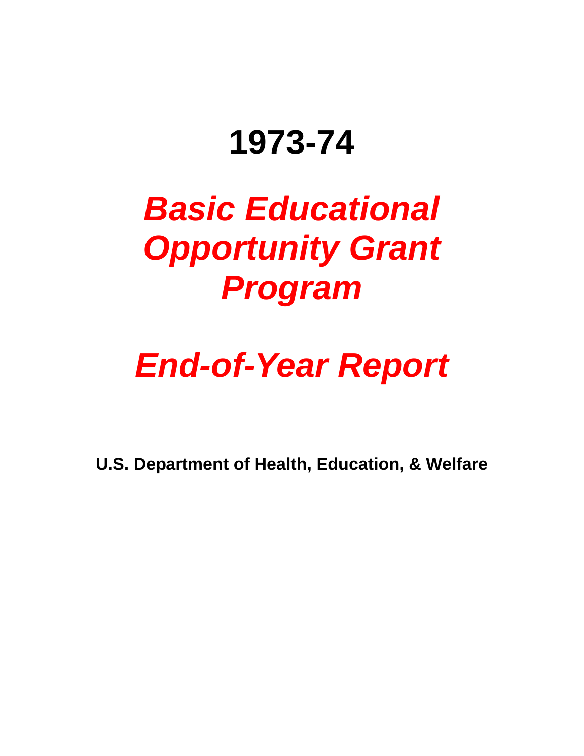# 1973-74

# *Basic Educational Opportunity Grant Program*

# *End-of-Year Report*

**U.S. Department of Health, Education, & Welfare**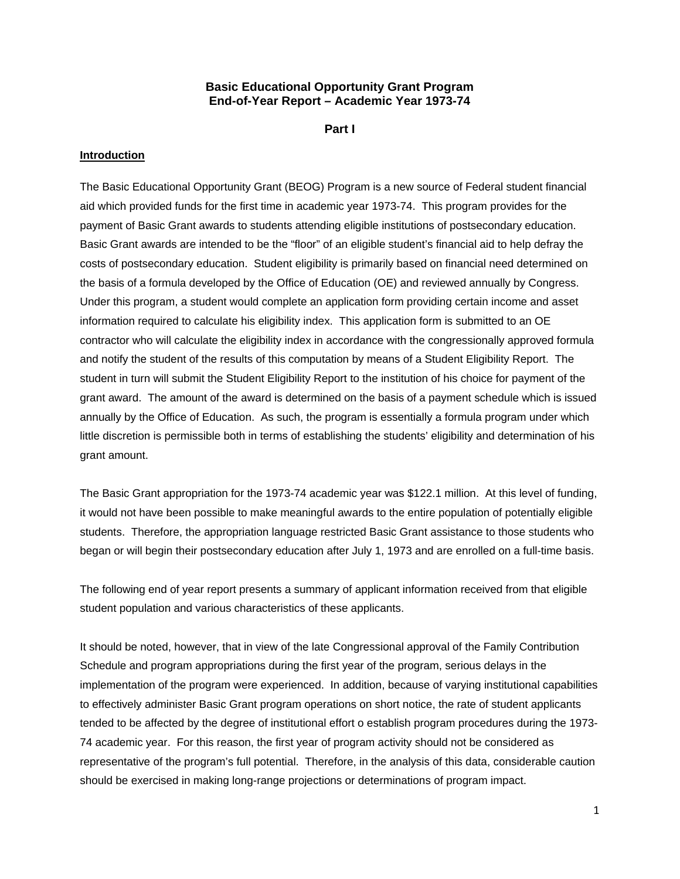# Basic Educational Opportunity Grant Program
# End-of-Year Report – Academic Year 1973-74

## Part I

**Introduction**

The Basic Educational Opportunity Grant (BEOG) Program is a new source of Federal student financial aid which provided funds for the first time in academic year 1973-74. This program provides for the payment of Basic Grant awards to students attending eligible institutions of postsecondary education. Basic Grant awards are intended to be the "floor" of an eligible student's financial aid to help defray the costs of postsecondary education. Student eligibility is primarily based on financial need determined on the basis of a formula developed by the Office of Education (OE) and reviewed annually by Congress. Under this program, a student would complete an application form providing certain income and asset information required to calculate his eligibility index. This application form is submitted to an OE contractor who will calculate the eligibility index in accordance with the congressionally approved formula and notify the student of the results of this computation by means of a Student Eligibility Report. The student in turn will submit the Student Eligibility Report to the institution of his choice for payment of the grant award. The amount of the award is determined on the basis of a payment schedule which is issued annually by the Office of Education. As such, the program is essentially a formula program under which little discretion is permissible both in terms of establishing the students' eligibility and determination of his grant amount.

The Basic Grant appropriation for the 1973-74 academic year was $122.1 million. At this level of funding, it would not have been possible to make meaningful awards to the entire population of potentially eligible students. Therefore, the appropriation language restricted Basic Grant assistance to those students who began or will begin their postsecondary education after July 1, 1973 and are enrolled on a full-time basis.

The following end of year report presents a summary of applicant information received from that eligible student population and various characteristics of these applicants.

It should be noted, however, that in view of the late Congressional approval of the Family Contribution Schedule and program appropriations during the first year of the program, serious delays in the implementation of the program were experienced. In addition, because of varying institutional capabilities to effectively administer Basic Grant program operations on short notice, the rate of student applicants tended to be affected by the degree of institutional effort o establish program procedures during the 1973-74 academic year. For this reason, the first year of program activity should not be considered as representative of the program's full potential. Therefore, in the analysis of this data, considerable caution should be exercised in making long-range projections or determinations of program impact.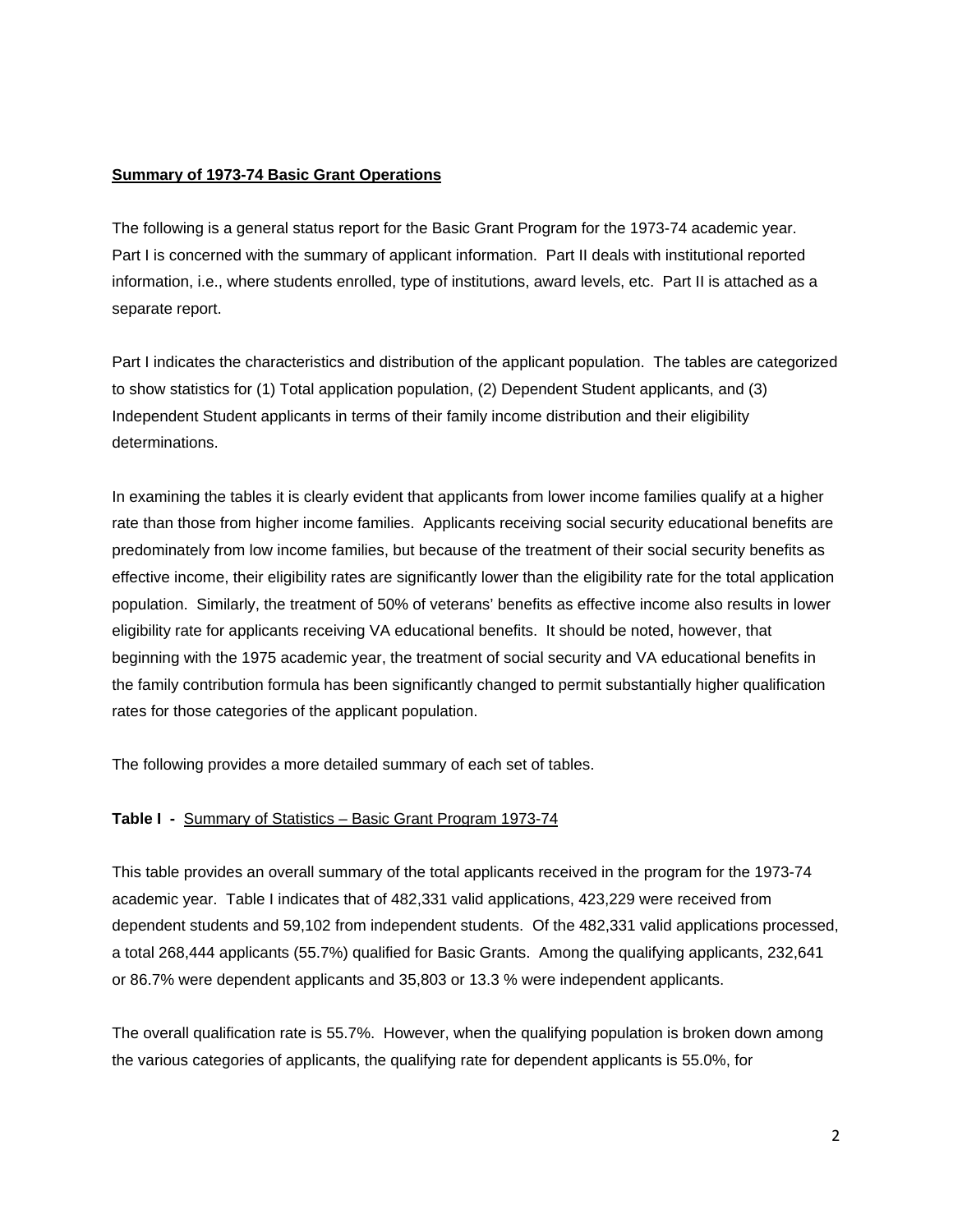**Summary of 1973-74 Basic Grant Operations**

The following is a general status report for the Basic Grant Program for the 1973-74 academic year. Part I is concerned with the summary of applicant information. Part II deals with institutional reported information, i.e., where students enrolled, type of institutions, award levels, etc. Part II is attached as a separate report.

Part I indicates the characteristics and distribution of the applicant population. The tables are categorized to show statistics for (1) Total application population, (2) Dependent Student applicants, and (3) Independent Student applicants in terms of their family income distribution and their eligibility determinations.

In examining the tables it is clearly evident that applicants from lower income families qualify at a higher rate than those from higher income families. Applicants receiving social security educational benefits are predominately from low income families, but because of the treatment of their social security benefits as effective income, their eligibility rates are significantly lower than the eligibility rate for the total application population. Similarly, the treatment of 50% of veterans' benefits as effective income also results in lower eligibility rate for applicants receiving VA educational benefits. It should be noted, however, that beginning with the 1975 academic year, the treatment of social security and VA educational benefits in the family contribution formula has been significantly changed to permit substantially higher qualification rates for those categories of the applicant population.

The following provides a more detailed summary of each set of tables.

**Table I -** Summary of Statistics – Basic Grant Program 1973-74

This table provides an overall summary of the total applicants received in the program for the 1973-74 academic year. Table I indicates that of 482,331 valid applications, 423,229 were received from dependent students and 59,102 from independent students. Of the 482,331 valid applications processed, a total 268,444 applicants (55.7%) qualified for Basic Grants. Among the qualifying applicants, 232,641 or 86.7% were dependent applicants and 35,803 or 13.3 % were independent applicants.

The overall qualification rate is 55.7%. However, when the qualifying population is broken down among the various categories of applicants, the qualifying rate for dependent applicants is 55.0%, for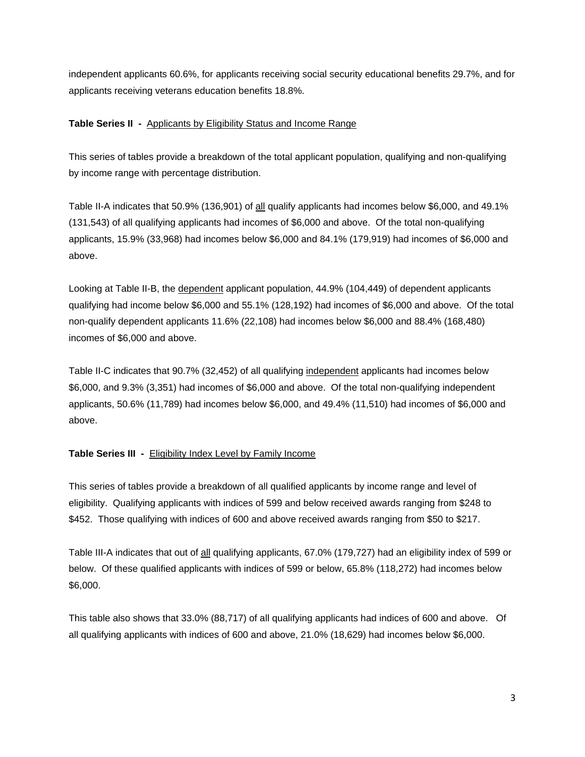independent applicants 60.6%, for applicants receiving social security educational benefits 29.7%, and for applicants receiving veterans education benefits 18.8%.

**Table Series II -** Applicants by Eligibility Status and Income Range

This series of tables provide a breakdown of the total applicant population, qualifying and non-qualifying by income range with percentage distribution.

Table II-A indicates that 50.9% (136,901) of all qualify applicants had incomes below $6,000, and 49.1% (131,543) of all qualifying applicants had incomes of $6,000 and above. Of the total non-qualifying applicants, 15.9% (33,968) had incomes below $6,000 and 84.1% (179,919) had incomes of $6,000 and above.

Looking at Table II-B, the dependent applicant population, 44.9% (104,449) of dependent applicants qualifying had income below $6,000 and 55.1% (128,192) had incomes of $6,000 and above. Of the total non-qualify dependent applicants 11.6% (22,108) had incomes below $6,000 and 88.4% (168,480) incomes of $6,000 and above.

Table II-C indicates that 90.7% (32,452) of all qualifying independent applicants had incomes below $6,000, and 9.3% (3,351) had incomes of $6,000 and above. Of the total non-qualifying independent applicants, 50.6% (11,789) had incomes below $6,000, and 49.4% (11,510) had incomes of $6,000 and above.

**Table Series III -** Eligibility Index Level by Family Income

This series of tables provide a breakdown of all qualified applicants by income range and level of eligibility. Qualifying applicants with indices of 599 and below received awards ranging from $248 to $452. Those qualifying with indices of 600 and above received awards ranging from $50 to $217.

Table III-A indicates that out of all qualifying applicants, 67.0% (179,727) had an eligibility index of 599 or below. Of these qualified applicants with indices of 599 or below, 65.8% (118,272) had incomes below $6,000.

This table also shows that 33.0% (88,717) of all qualifying applicants had indices of 600 and above. Of all qualifying applicants with indices of 600 and above, 21.0% (18,629) had incomes below $6,000.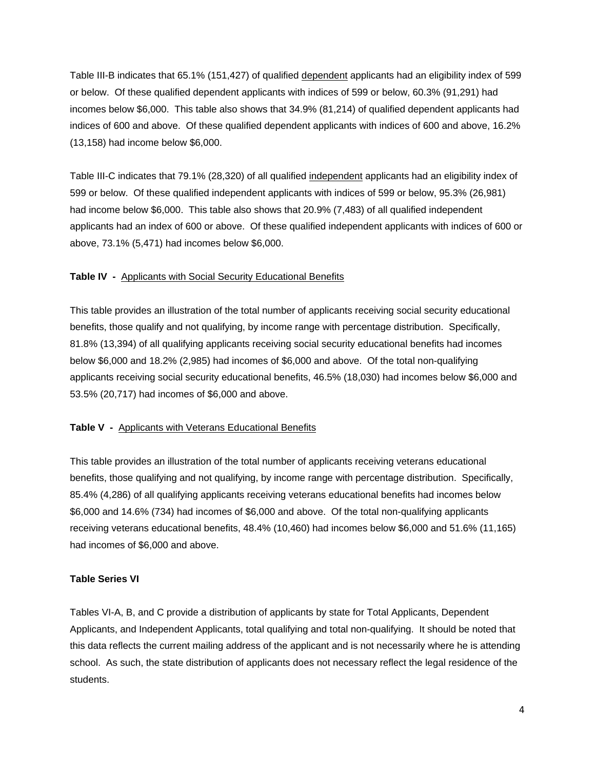Table III-B indicates that 65.1% (151,427) of qualified dependent applicants had an eligibility index of 599 or below. Of these qualified dependent applicants with indices of 599 or below, 60.3% (91,291) had incomes below $6,000. This table also shows that 34.9% (81,214) of qualified dependent applicants had indices of 600 and above. Of these qualified dependent applicants with indices of 600 and above, 16.2% (13,158) had income below $6,000.

Table III-C indicates that 79.1% (28,320) of all qualified independent applicants had an eligibility index of 599 or below. Of these qualified independent applicants with indices of 599 or below, 95.3% (26,981) had income below $6,000. This table also shows that 20.9% (7,483) of all qualified independent applicants had an index of 600 or above. Of these qualified independent applicants with indices of 600 or above, 73.1% (5,471) had incomes below $6,000.

**Table IV -** Applicants with Social Security Educational Benefits

This table provides an illustration of the total number of applicants receiving social security educational benefits, those qualify and not qualifying, by income range with percentage distribution. Specifically, 81.8% (13,394) of all qualifying applicants receiving social security educational benefits had incomes below $6,000 and 18.2% (2,985) had incomes of $6,000 and above. Of the total non-qualifying applicants receiving social security educational benefits, 46.5% (18,030) had incomes below $6,000 and 53.5% (20,717) had incomes of $6,000 and above.

**Table V -** Applicants with Veterans Educational Benefits

This table provides an illustration of the total number of applicants receiving veterans educational benefits, those qualifying and not qualifying, by income range with percentage distribution. Specifically, 85.4% (4,286) of all qualifying applicants receiving veterans educational benefits had incomes below $6,000 and 14.6% (734) had incomes of $6,000 and above. Of the total non-qualifying applicants receiving veterans educational benefits, 48.4% (10,460) had incomes below $6,000 and 51.6% (11,165) had incomes of $6,000 and above.

**Table Series VI**

Tables VI-A, B, and C provide a distribution of applicants by state for Total Applicants, Dependent Applicants, and Independent Applicants, total qualifying and total non-qualifying. It should be noted that this data reflects the current mailing address of the applicant and is not necessarily where he is attending school. As such, the state distribution of applicants does not necessary reflect the legal residence of the students.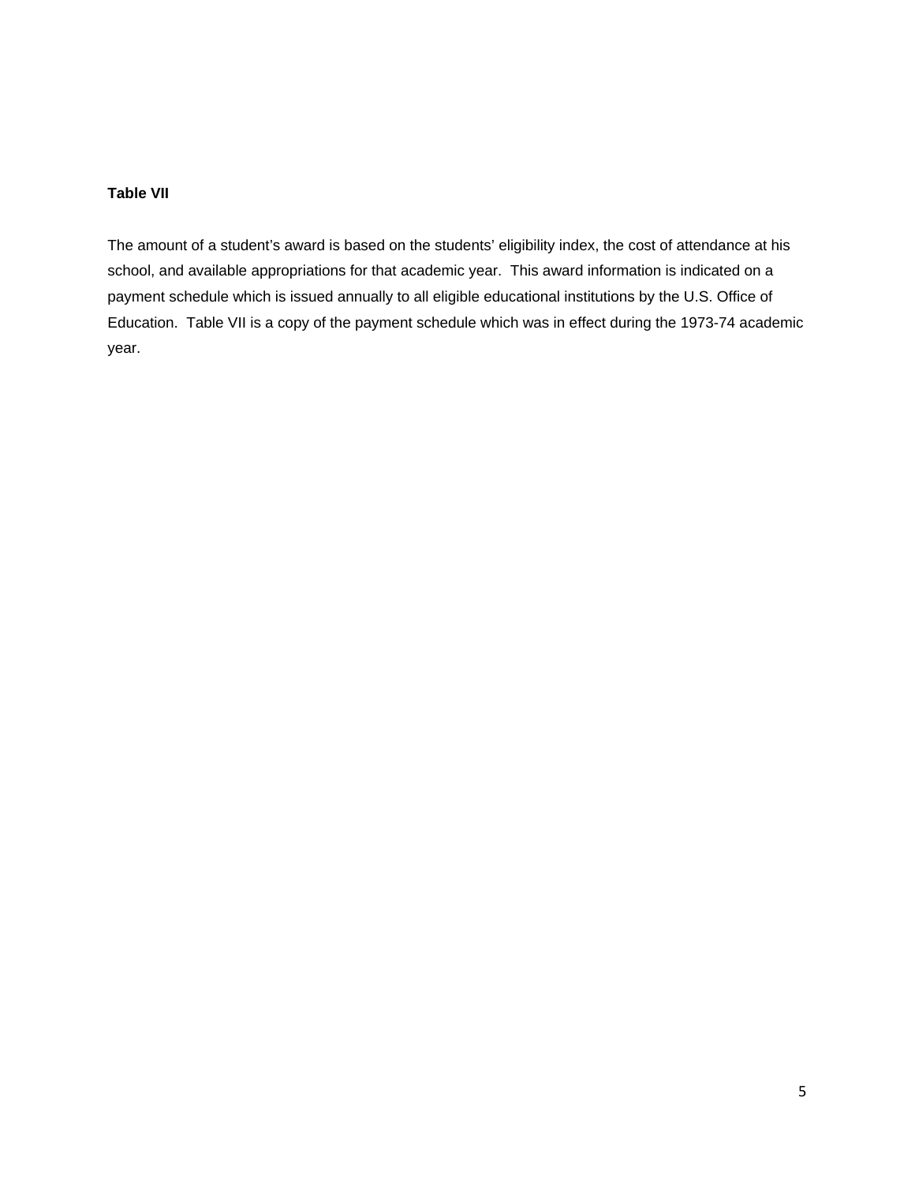**Table VII**

The amount of a student's award is based on the students' eligibility index, the cost of attendance at his school, and available appropriations for that academic year. This award information is indicated on a payment schedule which is issued annually to all eligible educational institutions by the U.S. Office of Education. Table VII is a copy of the payment schedule which was in effect during the 1973-74 academic year.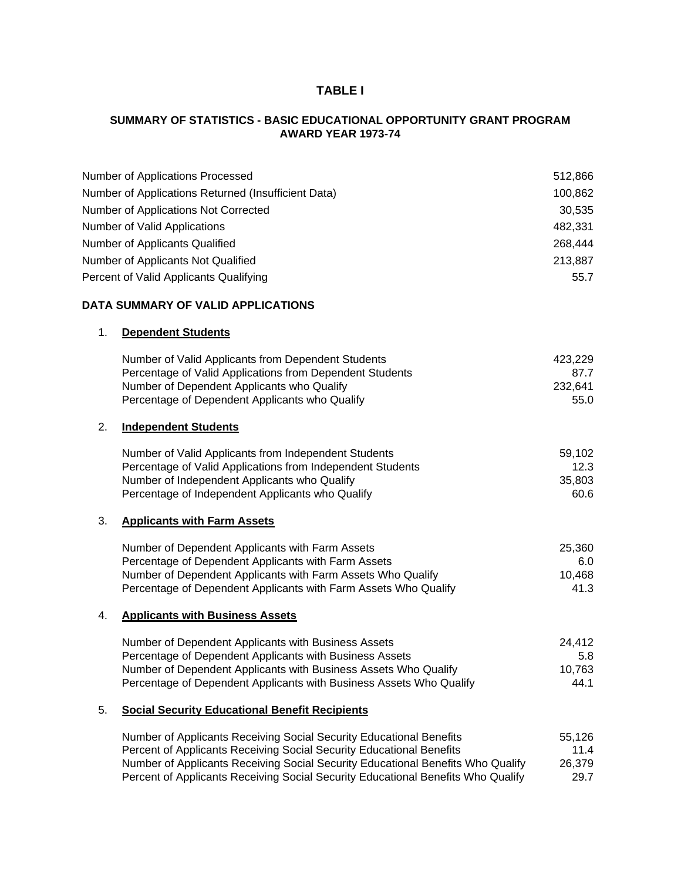# TABLE I

## SUMMARY OF STATISTICS - BASIC EDUCATIONAL OPPORTUNITY GRANT PROGRAM AWARD YEAR 1973-74

| | |
|---|---:|
| Number of Applications Processed | 512,866 |
| Number of Applications Returned (Insufficient Data) | 100,862 |
| Number of Applications Not Corrected | 30,535 |
| Number of Valid Applications | 482,331 |
| Number of Applicants Qualified | 268,444 |
| Number of Applicants Not Qualified | 213,887 |
| Percent of Valid Applicants Qualifying | 55.7 |

### DATA SUMMARY OF VALID APPLICATIONS

1. **Dependent Students**

| | |
|---|---:|
| Number of Valid Applicants from Dependent Students | 423,229 |
| Percentage of Valid Applications from Dependent Students | 87.7 |
| Number of Dependent Applicants who Qualify | 232,641 |
| Percentage of Dependent Applicants who Qualify | 55.0 |

2. **Independent Students**

| | |
|---|---:|
| Number of Valid Applicants from Independent Students | 59,102 |
| Percentage of Valid Applications from Independent Students | 12.3 |
| Number of Independent Applicants who Qualify | 35,803 |
| Percentage of Independent Applicants who Qualify | 60.6 |

3. **Applicants with Farm Assets**

| | |
|---|---:|
| Number of Dependent Applicants with Farm Assets | 25,360 |
| Percentage of Dependent Applicants with Farm Assets | 6.0 |
| Number of Dependent Applicants with Farm Assets Who Qualify | 10,468 |
| Percentage of Dependent Applicants with Farm Assets Who Qualify | 41.3 |

4. **Applicants with Business Assets**

| | |
|---|---:|
| Number of Dependent Applicants with Business Assets | 24,412 |
| Percentage of Dependent Applicants with Business Assets | 5.8 |
| Number of Dependent Applicants with Business Assets Who Qualify | 10,763 |
| Percentage of Dependent Applicants with Business Assets Who Qualify | 44.1 |

5. **Social Security Educational Benefit Recipients**

| | |
|---|---:|
| Number of Applicants Receiving Social Security Educational Benefits | 55,126 |
| Percent of Applicants Receiving Social Security Educational Benefits | 11.4 |
| Number of Applicants Receiving Social Security Educational Benefits Who Qualify | 26,379 |
| Percent of Applicants Receiving Social Security Educational Benefits Who Qualify | 29.7 |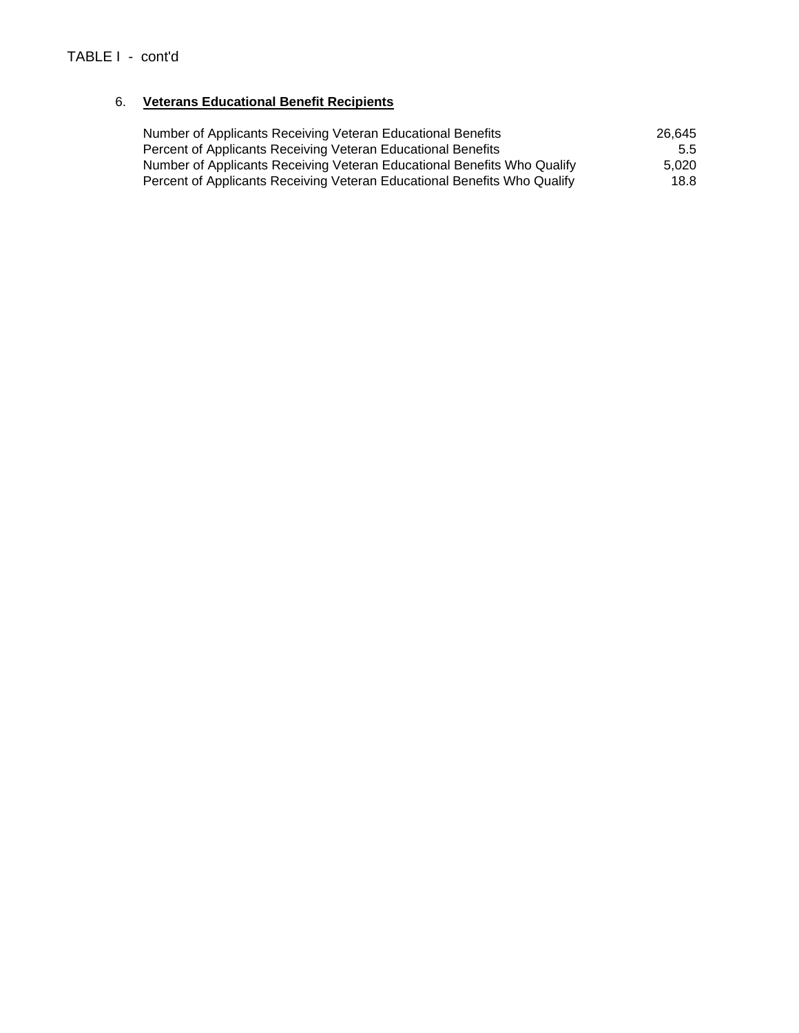TABLE I - cont'd

6. **Veterans Educational Benefit Recipients**

| | |
|---|---|
| Number of Applicants Receiving Veteran Educational Benefits | 26,645 |
| Percent of Applicants Receiving Veteran Educational Benefits | 5.5 |
| Number of Applicants Receiving Veteran Educational Benefits Who Qualify | 5,020 |
| Percent of Applicants Receiving Veteran Educational Benefits Who Qualify | 18.8 |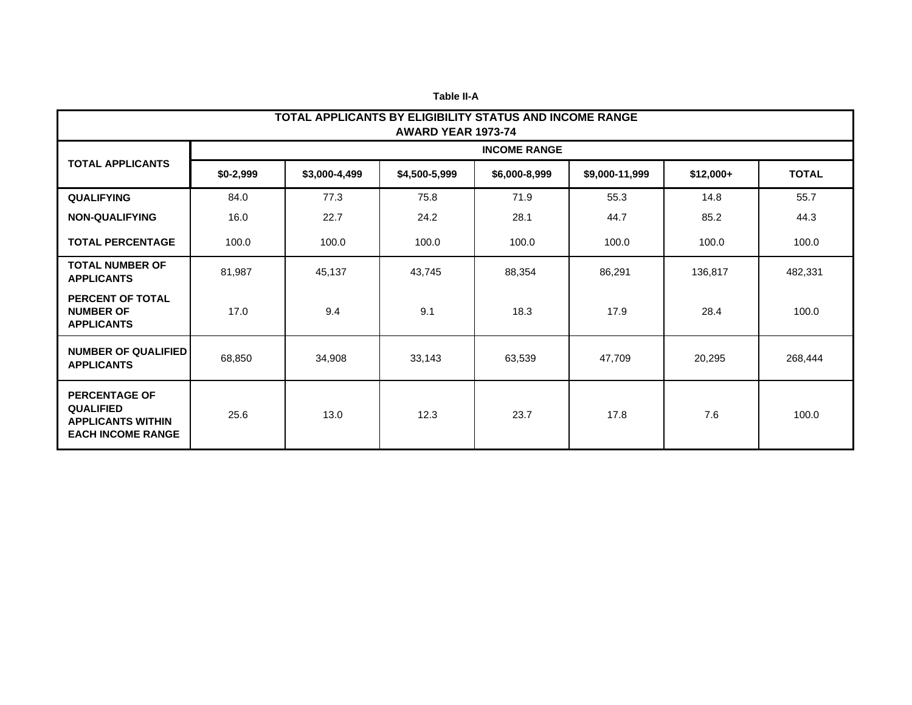**Table II-A**

| TOTAL APPLICANTS BY ELIGIBILITY STATUS AND INCOME RANGE AWARD YEAR 1973-74 | | | | | | | |
|---|---|---|---|---|---|---|---|
| **TOTAL APPLICANTS** | **INCOME RANGE** | | | | | | |
| | **$0-2,999** | **$3,000-4,499** | **$4,500-5,999** | **$6,000-8,999** | **$9,000-11,999** | **$12,000+** | **TOTAL** |
| **QUALIFYING** | 84.0 | 77.3 | 75.8 | 71.9 | 55.3 | 14.8 | 55.7 |
| **NON-QUALIFYING** | 16.0 | 22.7 | 24.2 | 28.1 | 44.7 | 85.2 | 44.3 |
| **TOTAL PERCENTAGE** | 100.0 | 100.0 | 100.0 | 100.0 | 100.0 | 100.0 | 100.0 |
| **TOTAL NUMBER OF APPLICANTS** | 81,987 | 45,137 | 43,745 | 88,354 | 86,291 | 136,817 | 482,331 |
| **PERCENT OF TOTAL NUMBER OF APPLICANTS** | 17.0 | 9.4 | 9.1 | 18.3 | 17.9 | 28.4 | 100.0 |
| **NUMBER OF QUALIFIED APPLICANTS** | 68,850 | 34,908 | 33,143 | 63,539 | 47,709 | 20,295 | 268,444 |
| **PERCENTAGE OF QUALIFIED APPLICANTS WITHIN EACH INCOME RANGE** | 25.6 | 13.0 | 12.3 | 23.7 | 17.8 | 7.6 | 100.0 |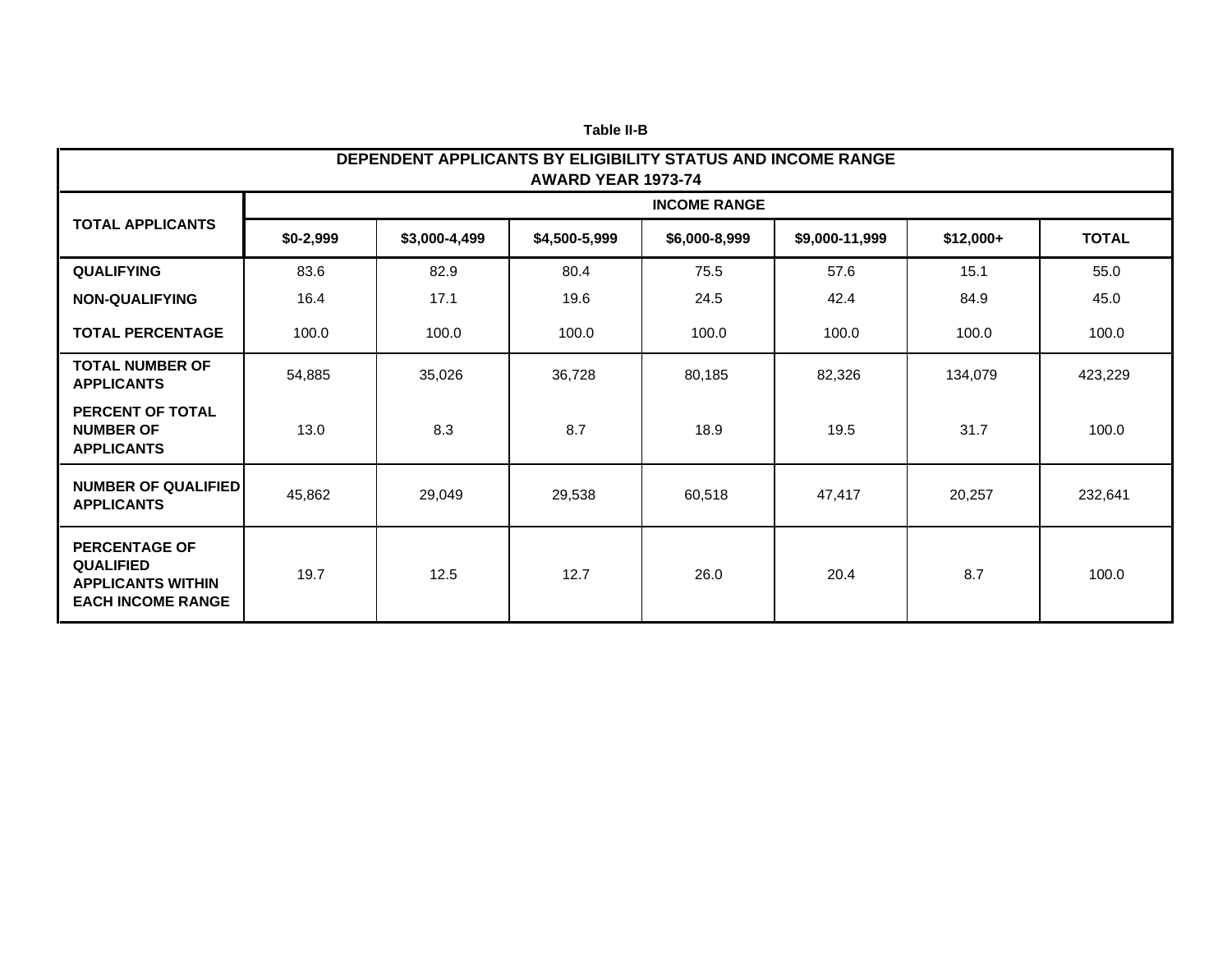**Table II-B**

| DEPENDENT APPLICANTS BY ELIGIBILITY STATUS AND INCOME RANGE AWARD YEAR 1973-74 | | | | | | | |
|---|---|---|---|---|---|---|---|
| **TOTAL APPLICANTS** | **INCOME RANGE** | | | | | | |
| | **$0-2,999** | **$3,000-4,499** | **$4,500-5,999** | **$6,000-8,999** | **$9,000-11,999** | **$12,000+** | **TOTAL** |
| **QUALIFYING** | 83.6 | 82.9 | 80.4 | 75.5 | 57.6 | 15.1 | 55.0 |
| **NON-QUALIFYING** | 16.4 | 17.1 | 19.6 | 24.5 | 42.4 | 84.9 | 45.0 |
| **TOTAL PERCENTAGE** | 100.0 | 100.0 | 100.0 | 100.0 | 100.0 | 100.0 | 100.0 |
| **TOTAL NUMBER OF APPLICANTS** | 54,885 | 35,026 | 36,728 | 80,185 | 82,326 | 134,079 | 423,229 |
| **PERCENT OF TOTAL NUMBER OF APPLICANTS** | 13.0 | 8.3 | 8.7 | 18.9 | 19.5 | 31.7 | 100.0 |
| **NUMBER OF QUALIFIED APPLICANTS** | 45,862 | 29,049 | 29,538 | 60,518 | 47,417 | 20,257 | 232,641 |
| **PERCENTAGE OF QUALIFIED APPLICANTS WITHIN EACH INCOME RANGE** | 19.7 | 12.5 | 12.7 | 26.0 | 20.4 | 8.7 | 100.0 |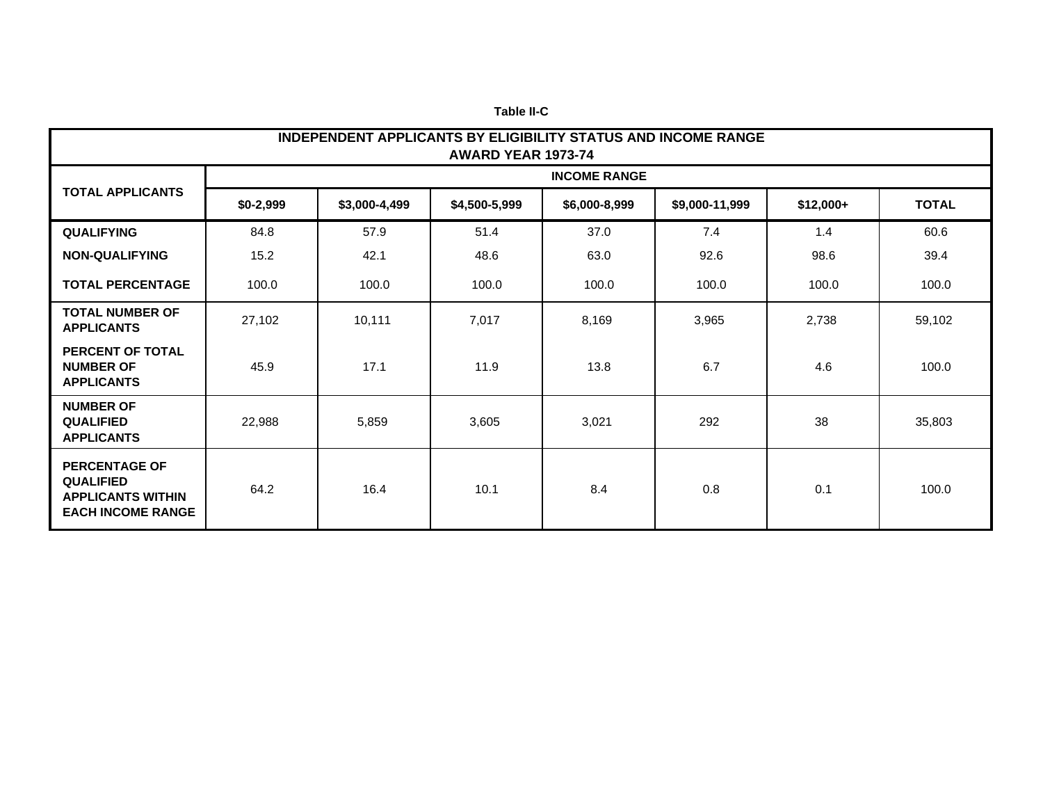**Table II-C**

| INDEPENDENT APPLICANTS BY ELIGIBILITY STATUS AND INCOME RANGE AWARD YEAR 1973-74 | | | | | | | |
|---|---|---|---|---|---|---|---|
| **TOTAL APPLICANTS** | **INCOME RANGE** | | | | | | |
| | **$0-2,999** | **$3,000-4,499** | **$4,500-5,999** | **$6,000-8,999** | **$9,000-11,999** | **$12,000+** | **TOTAL** |
| **QUALIFYING** | 84.8 | 57.9 | 51.4 | 37.0 | 7.4 | 1.4 | 60.6 |
| **NON-QUALIFYING** | 15.2 | 42.1 | 48.6 | 63.0 | 92.6 | 98.6 | 39.4 |
| **TOTAL PERCENTAGE** | 100.0 | 100.0 | 100.0 | 100.0 | 100.0 | 100.0 | 100.0 |
| **TOTAL NUMBER OF APPLICANTS** | 27,102 | 10,111 | 7,017 | 8,169 | 3,965 | 2,738 | 59,102 |
| **PERCENT OF TOTAL NUMBER OF APPLICANTS** | 45.9 | 17.1 | 11.9 | 13.8 | 6.7 | 4.6 | 100.0 |
| **NUMBER OF QUALIFIED APPLICANTS** | 22,988 | 5,859 | 3,605 | 3,021 | 292 | 38 | 35,803 |
| **PERCENTAGE OF QUALIFIED APPLICANTS WITHIN EACH INCOME RANGE** | 64.2 | 16.4 | 10.1 | 8.4 | 0.8 | 0.1 | 100.0 |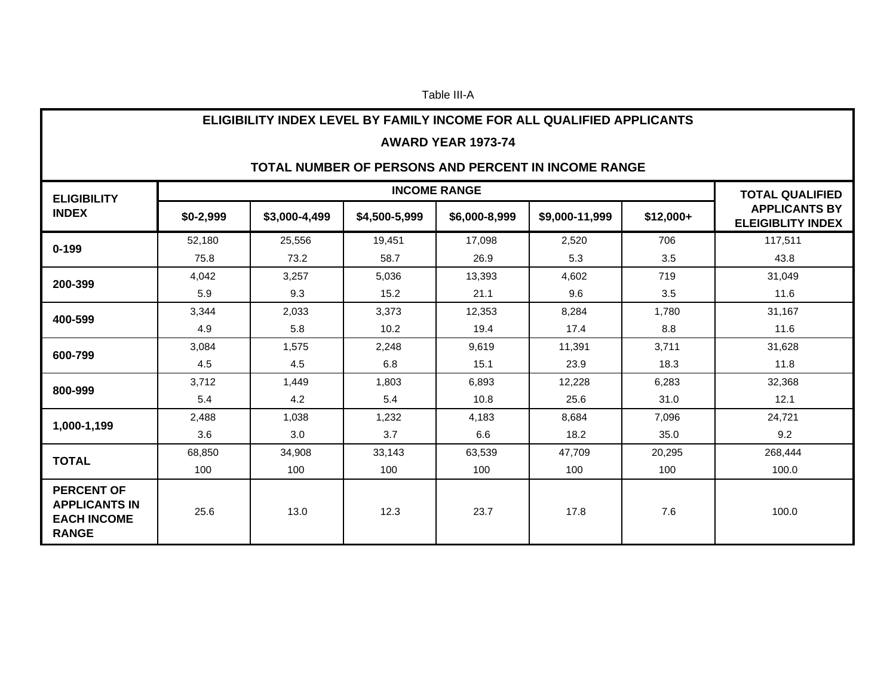Table III-A

**ELIGIBILITY INDEX LEVEL BY FAMILY INCOME FOR ALL QUALIFIED APPLICANTS**

**AWARD YEAR 1973-74**

**TOTAL NUMBER OF PERSONS AND PERCENT IN INCOME RANGE**

| ELIGIBILITY INDEX | INCOME RANGE | | | | | | TOTAL QUALIFIED APPLICANTS BY ELEIGIBLITY INDEX |
|---|---|---|---|---|---|---|---|
| | $0-2,999 | $3,000-4,499 | $4,500-5,999 | $6,000-8,999 | $9,000-11,999 | $12,000+ | |
| 0-199 | 52,180 | 25,556 | 19,451 | 17,098 | 2,520 | 706 | 117,511 |
| | 75.8 | 73.2 | 58.7 | 26.9 | 5.3 | 3.5 | 43.8 |
| 200-399 | 4,042 | 3,257 | 5,036 | 13,393 | 4,602 | 719 | 31,049 |
| | 5.9 | 9.3 | 15.2 | 21.1 | 9.6 | 3.5 | 11.6 |
| 400-599 | 3,344 | 2,033 | 3,373 | 12,353 | 8,284 | 1,780 | 31,167 |
| | 4.9 | 5.8 | 10.2 | 19.4 | 17.4 | 8.8 | 11.6 |
| 600-799 | 3,084 | 1,575 | 2,248 | 9,619 | 11,391 | 3,711 | 31,628 |
| | 4.5 | 4.5 | 6.8 | 15.1 | 23.9 | 18.3 | 11.8 |
| 800-999 | 3,712 | 1,449 | 1,803 | 6,893 | 12,228 | 6,283 | 32,368 |
| | 5.4 | 4.2 | 5.4 | 10.8 | 25.6 | 31.0 | 12.1 |
| 1,000-1,199 | 2,488 | 1,038 | 1,232 | 4,183 | 8,684 | 7,096 | 24,721 |
| | 3.6 | 3.0 | 3.7 | 6.6 | 18.2 | 35.0 | 9.2 |
| TOTAL | 68,850 | 34,908 | 33,143 | 63,539 | 47,709 | 20,295 | 268,444 |
| | 100 | 100 | 100 | 100 | 100 | 100 | 100.0 |
| PERCENT OF APPLICANTS IN EACH INCOME RANGE | 25.6 | 13.0 | 12.3 | 23.7 | 17.8 | 7.6 | 100.0 |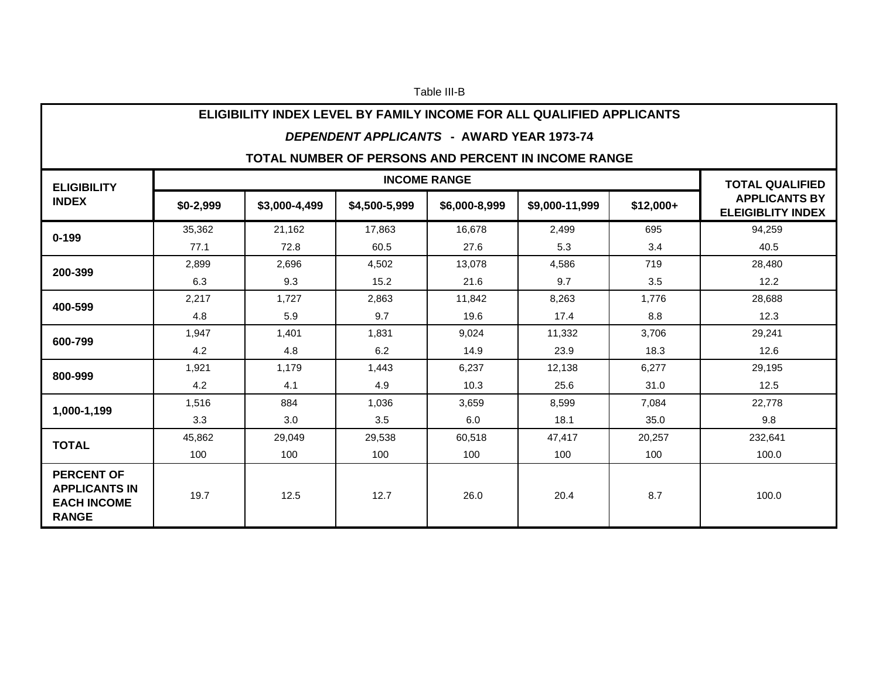Table III-B

## ELIGIBILITY INDEX LEVEL BY FAMILY INCOME FOR ALL QUALIFIED APPLICANTS

### *DEPENDENT APPLICANTS* - AWARD YEAR 1973-74

### TOTAL NUMBER OF PERSONS AND PERCENT IN INCOME RANGE

| ELIGIBILITY INDEX | INCOME RANGE | | | | | | TOTAL QUALIFIED APPLICANTS BY ELEIGIBLITY INDEX |
|---|---|---|---|---|---|---|---|
| | $0-2,999 | $3,000-4,499 | $4,500-5,999 | $6,000-8,999 | $9,000-11,999 | $12,000+ | |
| 0-199 | 35,362 | 21,162 | 17,863 | 16,678 | 2,499 | 695 | 94,259 |
| | 77.1 | 72.8 | 60.5 | 27.6 | 5.3 | 3.4 | 40.5 |
| 200-399 | 2,899 | 2,696 | 4,502 | 13,078 | 4,586 | 719 | 28,480 |
| | 6.3 | 9.3 | 15.2 | 21.6 | 9.7 | 3.5 | 12.2 |
| 400-599 | 2,217 | 1,727 | 2,863 | 11,842 | 8,263 | 1,776 | 28,688 |
| | 4.8 | 5.9 | 9.7 | 19.6 | 17.4 | 8.8 | 12.3 |
| 600-799 | 1,947 | 1,401 | 1,831 | 9,024 | 11,332 | 3,706 | 29,241 |
| | 4.2 | 4.8 | 6.2 | 14.9 | 23.9 | 18.3 | 12.6 |
| 800-999 | 1,921 | 1,179 | 1,443 | 6,237 | 12,138 | 6,277 | 29,195 |
| | 4.2 | 4.1 | 4.9 | 10.3 | 25.6 | 31.0 | 12.5 |
| 1,000-1,199 | 1,516 | 884 | 1,036 | 3,659 | 8,599 | 7,084 | 22,778 |
| | 3.3 | 3.0 | 3.5 | 6.0 | 18.1 | 35.0 | 9.8 |
| TOTAL | 45,862 | 29,049 | 29,538 | 60,518 | 47,417 | 20,257 | 232,641 |
| | 100 | 100 | 100 | 100 | 100 | 100 | 100.0 |
| PERCENT OF APPLICANTS IN EACH INCOME RANGE | 19.7 | 12.5 | 12.7 | 26.0 | 20.4 | 8.7 | 100.0 |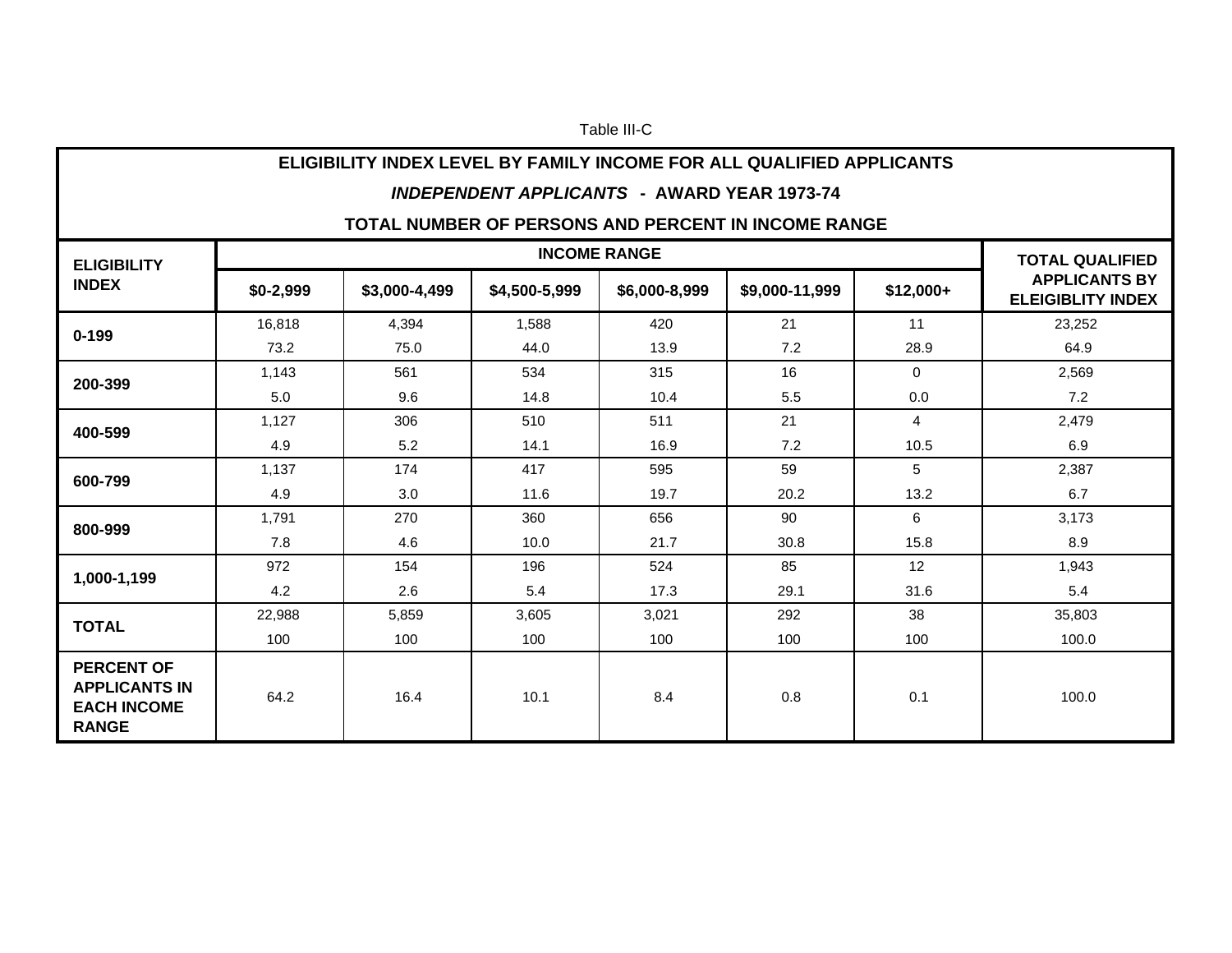Table III-C

**ELIGIBILITY INDEX LEVEL BY FAMILY INCOME FOR ALL QUALIFIED APPLICANTS**

***INDEPENDENT APPLICANTS* - AWARD YEAR 1973-74**

**TOTAL NUMBER OF PERSONS AND PERCENT IN INCOME RANGE**

| ELIGIBILITY INDEX | INCOME RANGE | | | | | | TOTAL QUALIFIED APPLICANTS BY ELEIGIBLITY INDEX |
|---|---|---|---|---|---|---|---|
| | $0-2,999 | $3,000-4,499 | $4,500-5,999 | $6,000-8,999 | $9,000-11,999 | $12,000+ | |
| 0-199 | 16,818 | 4,394 | 1,588 | 420 | 21 | 11 | 23,252 |
| | 73.2 | 75.0 | 44.0 | 13.9 | 7.2 | 28.9 | 64.9 |
| 200-399 | 1,143 | 561 | 534 | 315 | 16 | 0 | 2,569 |
| | 5.0 | 9.6 | 14.8 | 10.4 | 5.5 | 0.0 | 7.2 |
| 400-599 | 1,127 | 306 | 510 | 511 | 21 | 4 | 2,479 |
| | 4.9 | 5.2 | 14.1 | 16.9 | 7.2 | 10.5 | 6.9 |
| 600-799 | 1,137 | 174 | 417 | 595 | 59 | 5 | 2,387 |
| | 4.9 | 3.0 | 11.6 | 19.7 | 20.2 | 13.2 | 6.7 |
| 800-999 | 1,791 | 270 | 360 | 656 | 90 | 6 | 3,173 |
| | 7.8 | 4.6 | 10.0 | 21.7 | 30.8 | 15.8 | 8.9 |
| 1,000-1,199 | 972 | 154 | 196 | 524 | 85 | 12 | 1,943 |
| | 4.2 | 2.6 | 5.4 | 17.3 | 29.1 | 31.6 | 5.4 |
| TOTAL | 22,988 | 5,859 | 3,605 | 3,021 | 292 | 38 | 35,803 |
| | 100 | 100 | 100 | 100 | 100 | 100 | 100.0 |
| PERCENT OF APPLICANTS IN EACH INCOME RANGE | 64.2 | 16.4 | 10.1 | 8.4 | 0.8 | 0.1 | 100.0 |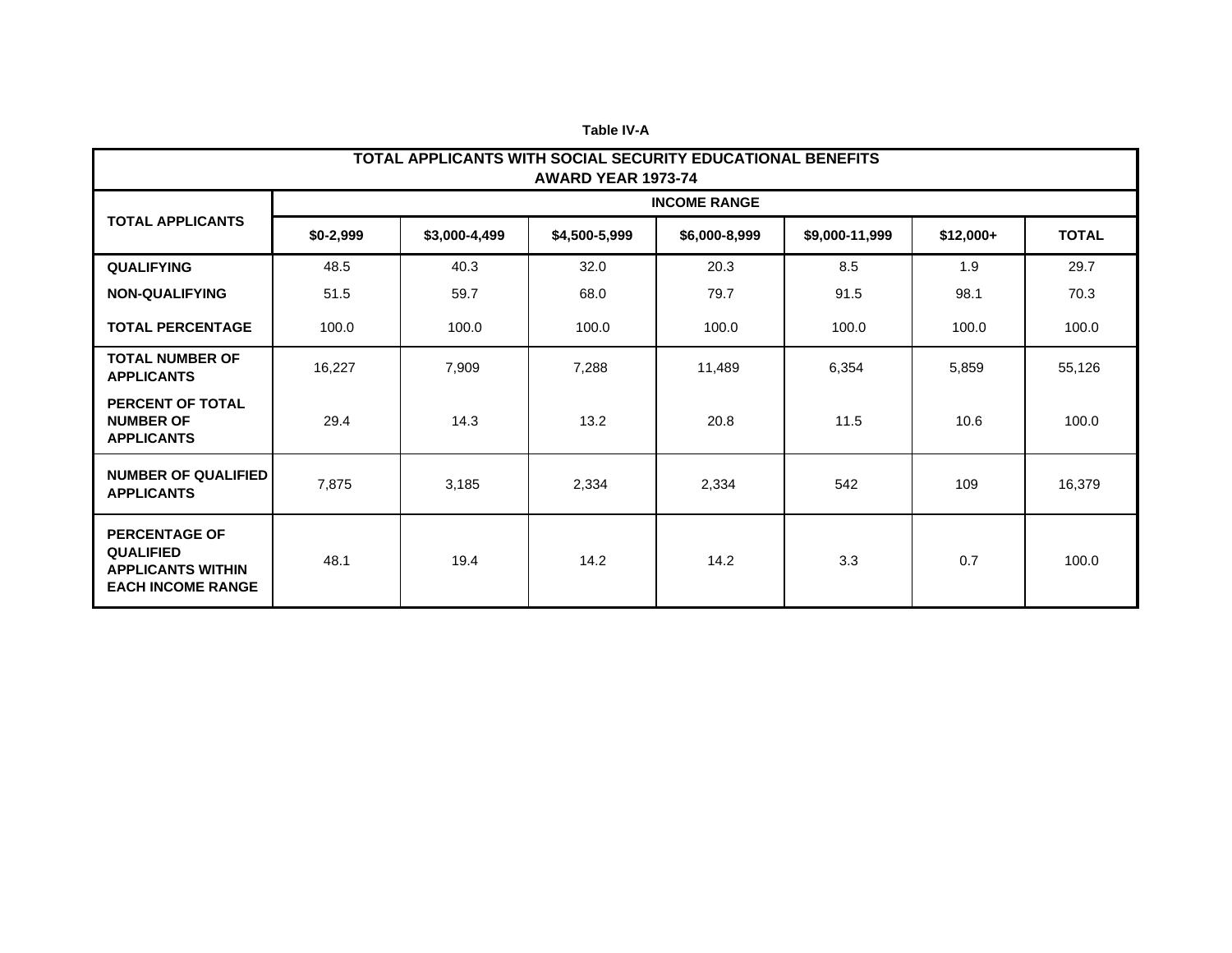**Table IV-A**

| TOTAL APPLICANTS WITH SOCIAL SECURITY EDUCATIONAL BENEFITS AWARD YEAR 1973-74 | | | | | | | |
|---|---|---|---|---|---|---|---|
| **TOTAL APPLICANTS** | **INCOME RANGE** | | | | | | |
| | **$0-2,999** | **$3,000-4,499** | **$4,500-5,999** | **$6,000-8,999** | **$9,000-11,999** | **$12,000+** | **TOTAL** |
| **QUALIFYING** | 48.5 | 40.3 | 32.0 | 20.3 | 8.5 | 1.9 | 29.7 |
| **NON-QUALIFYING** | 51.5 | 59.7 | 68.0 | 79.7 | 91.5 | 98.1 | 70.3 |
| **TOTAL PERCENTAGE** | 100.0 | 100.0 | 100.0 | 100.0 | 100.0 | 100.0 | 100.0 |
| **TOTAL NUMBER OF APPLICANTS** | 16,227 | 7,909 | 7,288 | 11,489 | 6,354 | 5,859 | 55,126 |
| **PERCENT OF TOTAL NUMBER OF APPLICANTS** | 29.4 | 14.3 | 13.2 | 20.8 | 11.5 | 10.6 | 100.0 |
| **NUMBER OF QUALIFIED APPLICANTS** | 7,875 | 3,185 | 2,334 | 2,334 | 542 | 109 | 16,379 |
| **PERCENTAGE OF QUALIFIED APPLICANTS WITHIN EACH INCOME RANGE** | 48.1 | 19.4 | 14.2 | 14.2 | 3.3 | 0.7 | 100.0 |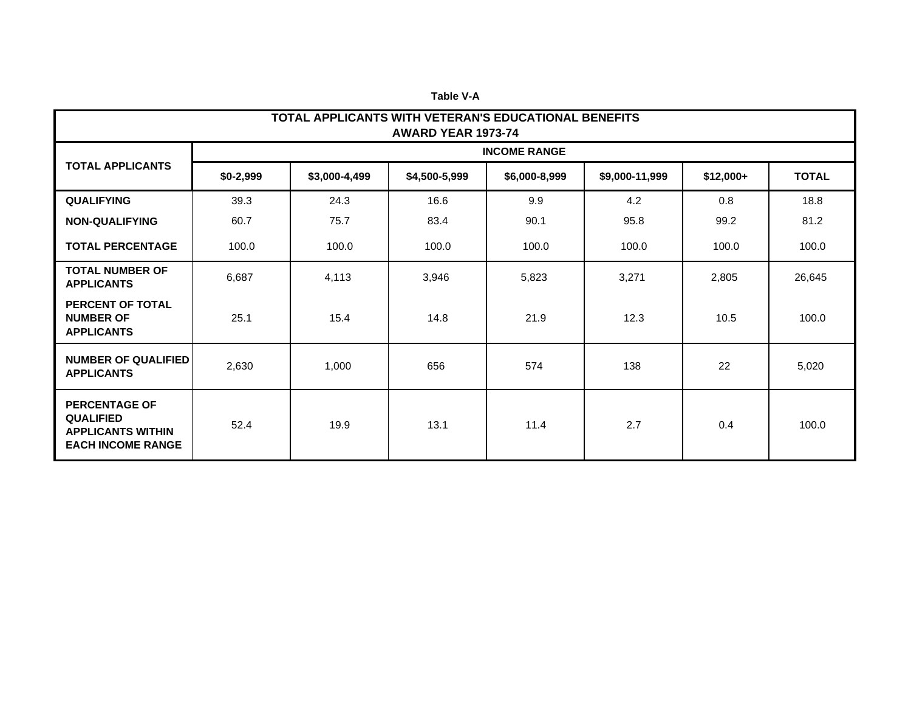Table V-A

| TOTAL APPLICANTS WITH VETERAN'S EDUCATIONAL BENEFITS AWARD YEAR 1973-74 | | | | | | | |
|---|---|---|---|---|---|---|---|
| **TOTAL APPLICANTS** | **INCOME RANGE** | | | | | | |
| | **$0-2,999** | **$3,000-4,499** | **$4,500-5,999** | **$6,000-8,999** | **$9,000-11,999** | **$12,000+** | **TOTAL** |
| **QUALIFYING** | 39.3 | 24.3 | 16.6 | 9.9 | 4.2 | 0.8 | 18.8 |
| **NON-QUALIFYING** | 60.7 | 75.7 | 83.4 | 90.1 | 95.8 | 99.2 | 81.2 |
| **TOTAL PERCENTAGE** | 100.0 | 100.0 | 100.0 | 100.0 | 100.0 | 100.0 | 100.0 |
| **TOTAL NUMBER OF APPLICANTS** | 6,687 | 4,113 | 3,946 | 5,823 | 3,271 | 2,805 | 26,645 |
| **PERCENT OF TOTAL NUMBER OF APPLICANTS** | 25.1 | 15.4 | 14.8 | 21.9 | 12.3 | 10.5 | 100.0 |
| **NUMBER OF QUALIFIED APPLICANTS** | 2,630 | 1,000 | 656 | 574 | 138 | 22 | 5,020 |
| **PERCENTAGE OF QUALIFIED APPLICANTS WITHIN EACH INCOME RANGE** | 52.4 | 19.9 | 13.1 | 11.4 | 2.7 | 0.4 | 100.0 |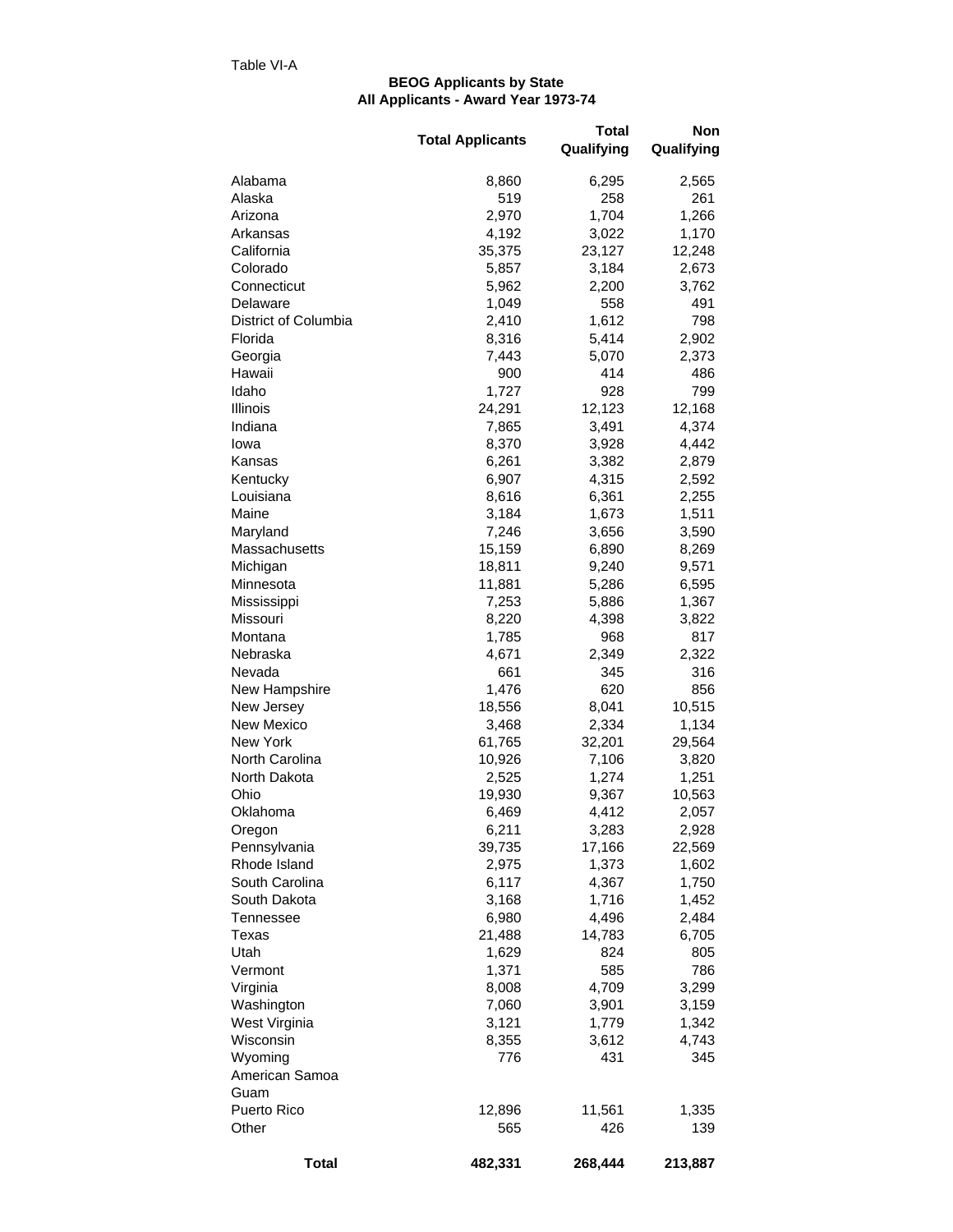Table VI-A

**BEOG Applicants by State**
**All Applicants - Award Year 1973-74**

| | Total Applicants | Total Qualifying | Non Qualifying |
|---|---|---|---|
| Alabama | 8,860 | 6,295 | 2,565 |
| Alaska | 519 | 258 | 261 |
| Arizona | 2,970 | 1,704 | 1,266 |
| Arkansas | 4,192 | 3,022 | 1,170 |
| California | 35,375 | 23,127 | 12,248 |
| Colorado | 5,857 | 3,184 | 2,673 |
| Connecticut | 5,962 | 2,200 | 3,762 |
| Delaware | 1,049 | 558 | 491 |
| District of Columbia | 2,410 | 1,612 | 798 |
| Florida | 8,316 | 5,414 | 2,902 |
| Georgia | 7,443 | 5,070 | 2,373 |
| Hawaii | 900 | 414 | 486 |
| Idaho | 1,727 | 928 | 799 |
| Illinois | 24,291 | 12,123 | 12,168 |
| Indiana | 7,865 | 3,491 | 4,374 |
| Iowa | 8,370 | 3,928 | 4,442 |
| Kansas | 6,261 | 3,382 | 2,879 |
| Kentucky | 6,907 | 4,315 | 2,592 |
| Louisiana | 8,616 | 6,361 | 2,255 |
| Maine | 3,184 | 1,673 | 1,511 |
| Maryland | 7,246 | 3,656 | 3,590 |
| Massachusetts | 15,159 | 6,890 | 8,269 |
| Michigan | 18,811 | 9,240 | 9,571 |
| Minnesota | 11,881 | 5,286 | 6,595 |
| Mississippi | 7,253 | 5,886 | 1,367 |
| Missouri | 8,220 | 4,398 | 3,822 |
| Montana | 1,785 | 968 | 817 |
| Nebraska | 4,671 | 2,349 | 2,322 |
| Nevada | 661 | 345 | 316 |
| New Hampshire | 1,476 | 620 | 856 |
| New Jersey | 18,556 | 8,041 | 10,515 |
| New Mexico | 3,468 | 2,334 | 1,134 |
| New York | 61,765 | 32,201 | 29,564 |
| North Carolina | 10,926 | 7,106 | 3,820 |
| North Dakota | 2,525 | 1,274 | 1,251 |
| Ohio | 19,930 | 9,367 | 10,563 |
| Oklahoma | 6,469 | 4,412 | 2,057 |
| Oregon | 6,211 | 3,283 | 2,928 |
| Pennsylvania | 39,735 | 17,166 | 22,569 |
| Rhode Island | 2,975 | 1,373 | 1,602 |
| South Carolina | 6,117 | 4,367 | 1,750 |
| South Dakota | 3,168 | 1,716 | 1,452 |
| Tennessee | 6,980 | 4,496 | 2,484 |
| Texas | 21,488 | 14,783 | 6,705 |
| Utah | 1,629 | 824 | 805 |
| Vermont | 1,371 | 585 | 786 |
| Virginia | 8,008 | 4,709 | 3,299 |
| Washington | 7,060 | 3,901 | 3,159 |
| West Virginia | 3,121 | 1,779 | 1,342 |
| Wisconsin | 8,355 | 3,612 | 4,743 |
| Wyoming | 776 | 431 | 345 |
| American Samoa | | | |
| Guam | | | |
| Puerto Rico | 12,896 | 11,561 | 1,335 |
| Other | 565 | 426 | 139 |
| **Total** | **482,331** | **268,444** | **213,887** |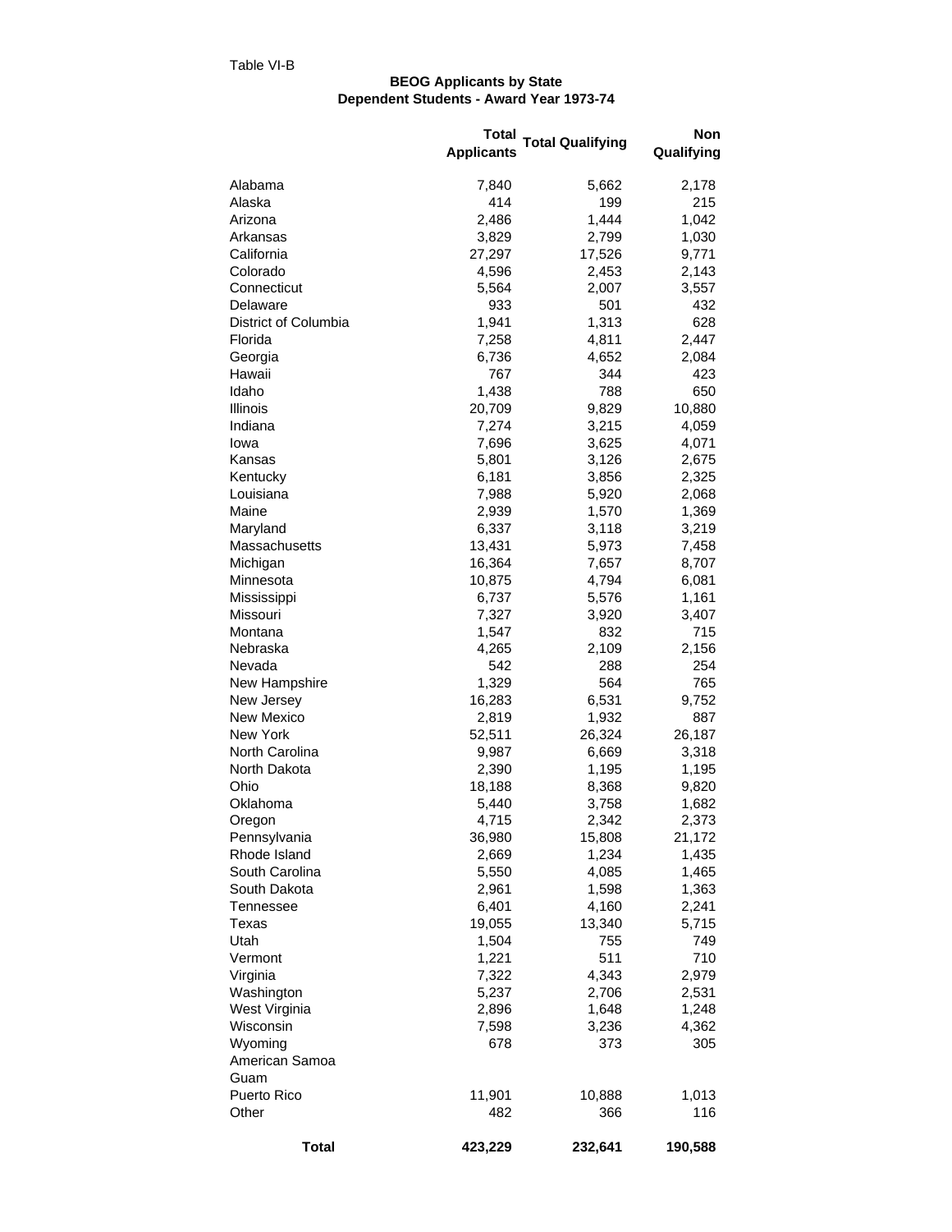Table VI-B

**BEOG Applicants by State**
**Dependent Students - Award Year 1973-74**

| | Total Applicants | Total Qualifying | Non Qualifying |
|---|---|---|---|
| Alabama | 7,840 | 5,662 | 2,178 |
| Alaska | 414 | 199 | 215 |
| Arizona | 2,486 | 1,444 | 1,042 |
| Arkansas | 3,829 | 2,799 | 1,030 |
| California | 27,297 | 17,526 | 9,771 |
| Colorado | 4,596 | 2,453 | 2,143 |
| Connecticut | 5,564 | 2,007 | 3,557 |
| Delaware | 933 | 501 | 432 |
| District of Columbia | 1,941 | 1,313 | 628 |
| Florida | 7,258 | 4,811 | 2,447 |
| Georgia | 6,736 | 4,652 | 2,084 |
| Hawaii | 767 | 344 | 423 |
| Idaho | 1,438 | 788 | 650 |
| Illinois | 20,709 | 9,829 | 10,880 |
| Indiana | 7,274 | 3,215 | 4,059 |
| Iowa | 7,696 | 3,625 | 4,071 |
| Kansas | 5,801 | 3,126 | 2,675 |
| Kentucky | 6,181 | 3,856 | 2,325 |
| Louisiana | 7,988 | 5,920 | 2,068 |
| Maine | 2,939 | 1,570 | 1,369 |
| Maryland | 6,337 | 3,118 | 3,219 |
| Massachusetts | 13,431 | 5,973 | 7,458 |
| Michigan | 16,364 | 7,657 | 8,707 |
| Minnesota | 10,875 | 4,794 | 6,081 |
| Mississippi | 6,737 | 5,576 | 1,161 |
| Missouri | 7,327 | 3,920 | 3,407 |
| Montana | 1,547 | 832 | 715 |
| Nebraska | 4,265 | 2,109 | 2,156 |
| Nevada | 542 | 288 | 254 |
| New Hampshire | 1,329 | 564 | 765 |
| New Jersey | 16,283 | 6,531 | 9,752 |
| New Mexico | 2,819 | 1,932 | 887 |
| New York | 52,511 | 26,324 | 26,187 |
| North Carolina | 9,987 | 6,669 | 3,318 |
| North Dakota | 2,390 | 1,195 | 1,195 |
| Ohio | 18,188 | 8,368 | 9,820 |
| Oklahoma | 5,440 | 3,758 | 1,682 |
| Oregon | 4,715 | 2,342 | 2,373 |
| Pennsylvania | 36,980 | 15,808 | 21,172 |
| Rhode Island | 2,669 | 1,234 | 1,435 |
| South Carolina | 5,550 | 4,085 | 1,465 |
| South Dakota | 2,961 | 1,598 | 1,363 |
| Tennessee | 6,401 | 4,160 | 2,241 |
| Texas | 19,055 | 13,340 | 5,715 |
| Utah | 1,504 | 755 | 749 |
| Vermont | 1,221 | 511 | 710 |
| Virginia | 7,322 | 4,343 | 2,979 |
| Washington | 5,237 | 2,706 | 2,531 |
| West Virginia | 2,896 | 1,648 | 1,248 |
| Wisconsin | 7,598 | 3,236 | 4,362 |
| Wyoming | 678 | 373 | 305 |
| American Samoa | | | |
| Guam | | | |
| Puerto Rico | 11,901 | 10,888 | 1,013 |
| Other | 482 | 366 | 116 |
| **Total** | **423,229** | **232,641** | **190,588** |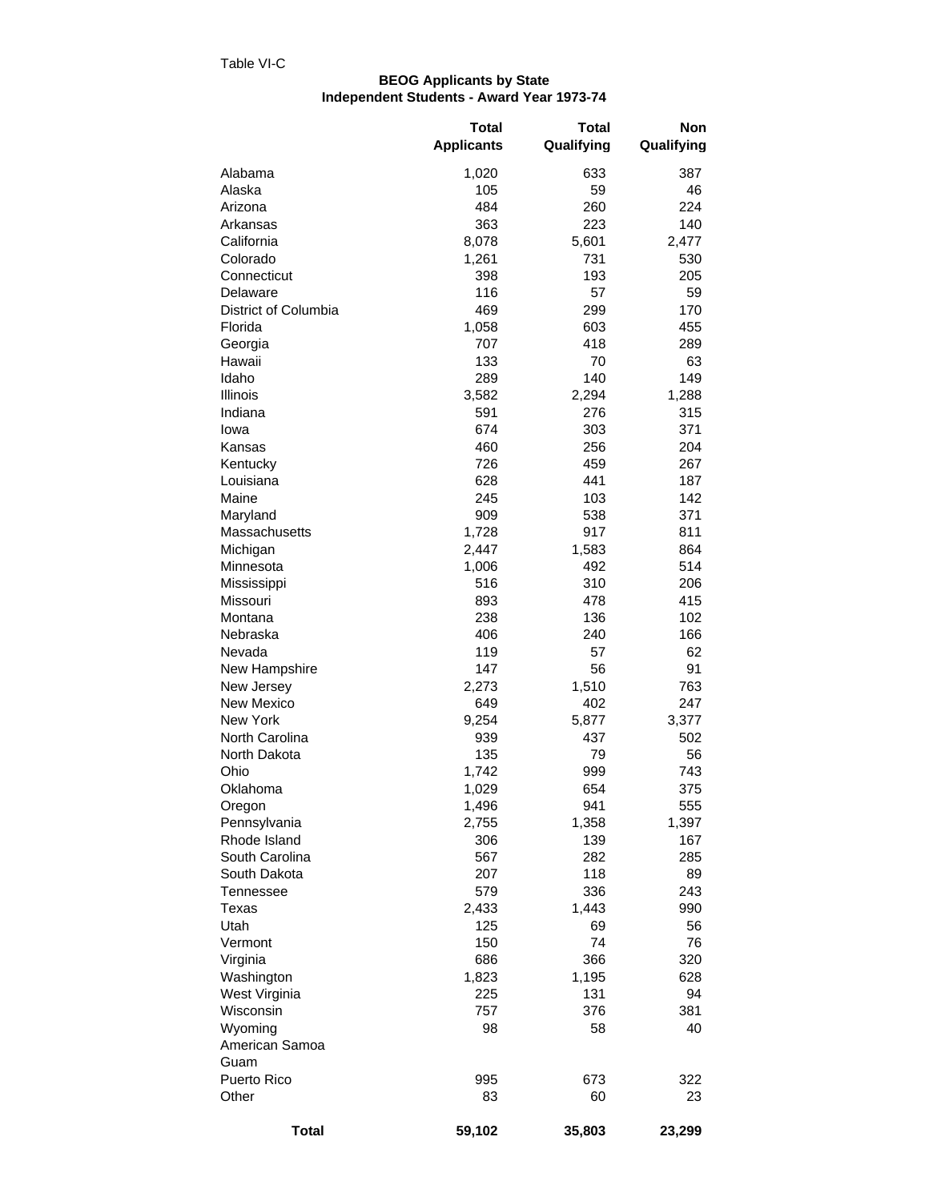Table VI-C

**BEOG Applicants by State**
**Independent Students - Award Year 1973-74**

| | Total Applicants | Total Qualifying | Non Qualifying |
|---|---|---|---|
| Alabama | 1,020 | 633 | 387 |
| Alaska | 105 | 59 | 46 |
| Arizona | 484 | 260 | 224 |
| Arkansas | 363 | 223 | 140 |
| California | 8,078 | 5,601 | 2,477 |
| Colorado | 1,261 | 731 | 530 |
| Connecticut | 398 | 193 | 205 |
| Delaware | 116 | 57 | 59 |
| District of Columbia | 469 | 299 | 170 |
| Florida | 1,058 | 603 | 455 |
| Georgia | 707 | 418 | 289 |
| Hawaii | 133 | 70 | 63 |
| Idaho | 289 | 140 | 149 |
| Illinois | 3,582 | 2,294 | 1,288 |
| Indiana | 591 | 276 | 315 |
| Iowa | 674 | 303 | 371 |
| Kansas | 460 | 256 | 204 |
| Kentucky | 726 | 459 | 267 |
| Louisiana | 628 | 441 | 187 |
| Maine | 245 | 103 | 142 |
| Maryland | 909 | 538 | 371 |
| Massachusetts | 1,728 | 917 | 811 |
| Michigan | 2,447 | 1,583 | 864 |
| Minnesota | 1,006 | 492 | 514 |
| Mississippi | 516 | 310 | 206 |
| Missouri | 893 | 478 | 415 |
| Montana | 238 | 136 | 102 |
| Nebraska | 406 | 240 | 166 |
| Nevada | 119 | 57 | 62 |
| New Hampshire | 147 | 56 | 91 |
| New Jersey | 2,273 | 1,510 | 763 |
| New Mexico | 649 | 402 | 247 |
| New York | 9,254 | 5,877 | 3,377 |
| North Carolina | 939 | 437 | 502 |
| North Dakota | 135 | 79 | 56 |
| Ohio | 1,742 | 999 | 743 |
| Oklahoma | 1,029 | 654 | 375 |
| Oregon | 1,496 | 941 | 555 |
| Pennsylvania | 2,755 | 1,358 | 1,397 |
| Rhode Island | 306 | 139 | 167 |
| South Carolina | 567 | 282 | 285 |
| South Dakota | 207 | 118 | 89 |
| Tennessee | 579 | 336 | 243 |
| Texas | 2,433 | 1,443 | 990 |
| Utah | 125 | 69 | 56 |
| Vermont | 150 | 74 | 76 |
| Virginia | 686 | 366 | 320 |
| Washington | 1,823 | 1,195 | 628 |
| West Virginia | 225 | 131 | 94 |
| Wisconsin | 757 | 376 | 381 |
| Wyoming | 98 | 58 | 40 |
| American Samoa | | | |
| Guam | | | |
| Puerto Rico | 995 | 673 | 322 |
| Other | 83 | 60 | 23 |
| **Total** | **59,102** | **35,803** | **23,299** |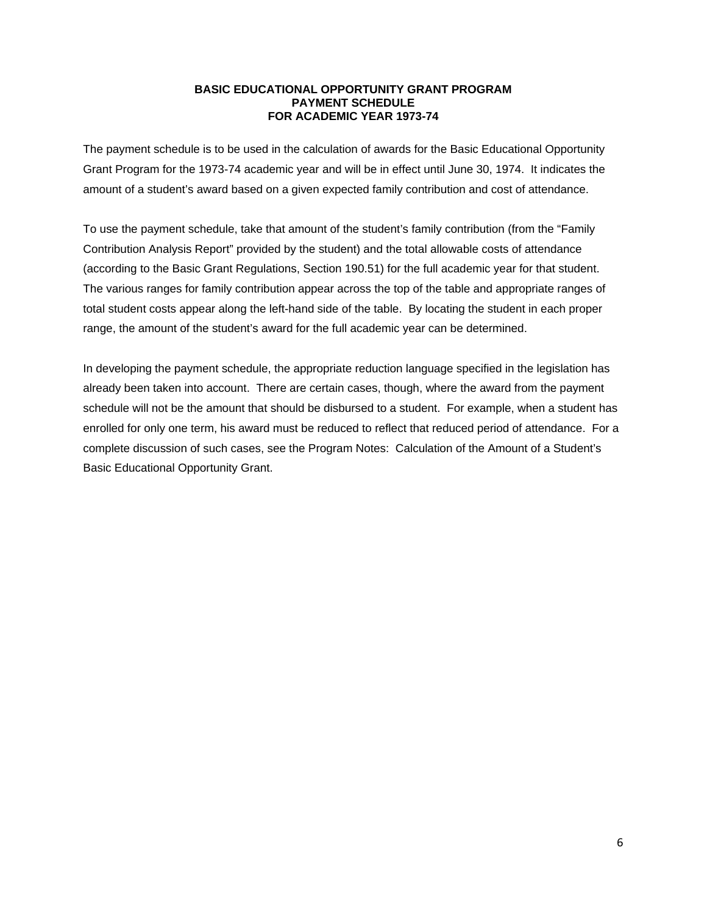# BASIC EDUCATIONAL OPPORTUNITY GRANT PROGRAM
## PAYMENT SCHEDULE
## FOR ACADEMIC YEAR 1973-74

The payment schedule is to be used in the calculation of awards for the Basic Educational Opportunity Grant Program for the 1973-74 academic year and will be in effect until June 30, 1974. It indicates the amount of a student's award based on a given expected family contribution and cost of attendance.

To use the payment schedule, take that amount of the student's family contribution (from the "Family Contribution Analysis Report" provided by the student) and the total allowable costs of attendance (according to the Basic Grant Regulations, Section 190.51) for the full academic year for that student. The various ranges for family contribution appear across the top of the table and appropriate ranges of total student costs appear along the left-hand side of the table. By locating the student in each proper range, the amount of the student's award for the full academic year can be determined.

In developing the payment schedule, the appropriate reduction language specified in the legislation has already been taken into account. There are certain cases, though, where the award from the payment schedule will not be the amount that should be disbursed to a student. For example, when a student has enrolled for only one term, his award must be reduced to reflect that reduced period of attendance. For a complete discussion of such cases, see the Program Notes: Calculation of the Amount of a Student's Basic Educational Opportunity Grant.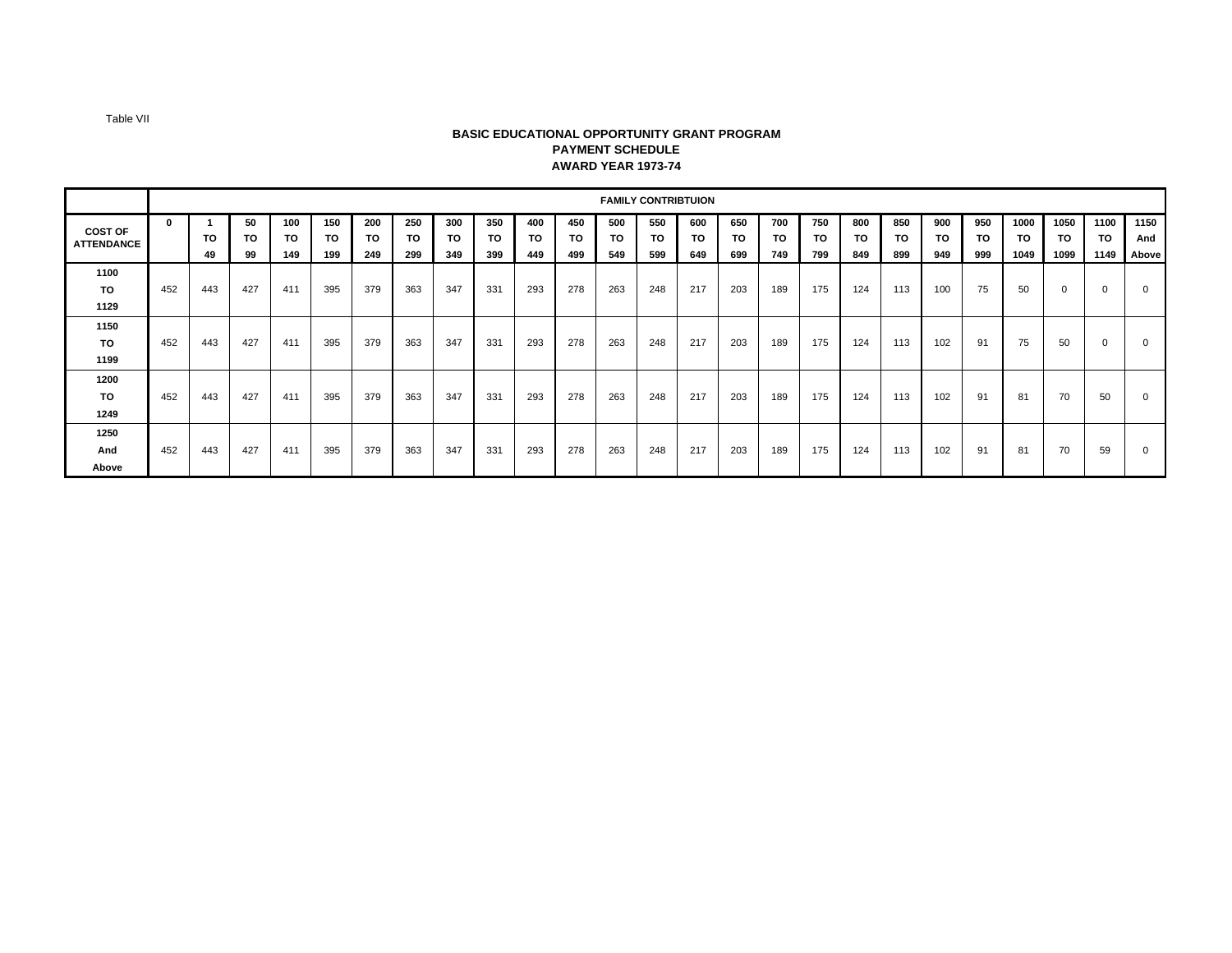Table VII

**BASIC EDUCATIONAL OPPORTUNITY GRANT PROGRAM**
**PAYMENT SCHEDULE**
**AWARD YEAR 1973-74**

| | FAMILY CONTRIBTUION | | | | | | | | | | | | | | | | | | | | | | | | |
|---|---|---|---|---|---|---|---|---|---|---|---|---|---|---|---|---|---|---|---|---|---|---|---|---|---|
| COST OF ATTENDANCE | 0 | 1 TO 49 | 50 TO 99 | 100 TO 149 | 150 TO 199 | 200 TO 249 | 250 TO 299 | 300 TO 349 | 350 TO 399 | 400 TO 449 | 450 TO 499 | 500 TO 549 | 550 TO 599 | 600 TO 649 | 650 TO 699 | 700 TO 749 | 750 TO 799 | 800 TO 849 | 850 TO 899 | 900 TO 949 | 950 TO 999 | 1000 TO 1049 | 1050 TO 1099 | 1100 TO 1149 | 1150 And Above |
| 1100 TO 1129 | 452 | 443 | 427 | 411 | 395 | 379 | 363 | 347 | 331 | 293 | 278 | 263 | 248 | 217 | 203 | 189 | 175 | 124 | 113 | 100 | 75 | 50 | 0 | 0 | 0 |
| 1150 TO 1199 | 452 | 443 | 427 | 411 | 395 | 379 | 363 | 347 | 331 | 293 | 278 | 263 | 248 | 217 | 203 | 189 | 175 | 124 | 113 | 102 | 91 | 75 | 50 | 0 | 0 |
| 1200 TO 1249 | 452 | 443 | 427 | 411 | 395 | 379 | 363 | 347 | 331 | 293 | 278 | 263 | 248 | 217 | 203 | 189 | 175 | 124 | 113 | 102 | 91 | 81 | 70 | 50 | 0 |
| 1250 And Above | 452 | 443 | 427 | 411 | 395 | 379 | 363 | 347 | 331 | 293 | 278 | 263 | 248 | 217 | 203 | 189 | 175 | 124 | 113 | 102 | 91 | 81 | 70 | 59 | 0 |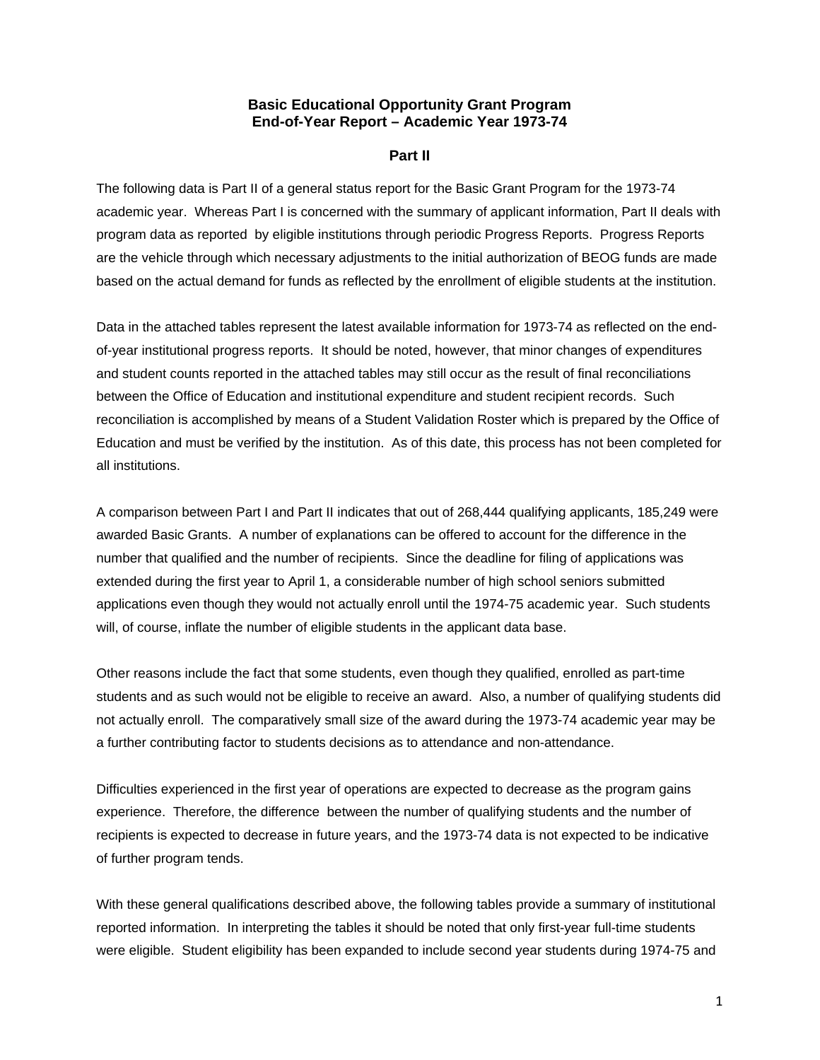**Basic Educational Opportunity Grant Program**
**End-of-Year Report – Academic Year 1973-74**

**Part II**

The following data is Part II of a general status report for the Basic Grant Program for the 1973-74 academic year. Whereas Part I is concerned with the summary of applicant information, Part II deals with program data as reported by eligible institutions through periodic Progress Reports. Progress Reports are the vehicle through which necessary adjustments to the initial authorization of BEOG funds are made based on the actual demand for funds as reflected by the enrollment of eligible students at the institution.

Data in the attached tables represent the latest available information for 1973-74 as reflected on the end-of-year institutional progress reports. It should be noted, however, that minor changes of expenditures and student counts reported in the attached tables may still occur as the result of final reconciliations between the Office of Education and institutional expenditure and student recipient records. Such reconciliation is accomplished by means of a Student Validation Roster which is prepared by the Office of Education and must be verified by the institution. As of this date, this process has not been completed for all institutions.

A comparison between Part I and Part II indicates that out of 268,444 qualifying applicants, 185,249 were awarded Basic Grants. A number of explanations can be offered to account for the difference in the number that qualified and the number of recipients. Since the deadline for filing of applications was extended during the first year to April 1, a considerable number of high school seniors submitted applications even though they would not actually enroll until the 1974-75 academic year. Such students will, of course, inflate the number of eligible students in the applicant data base.

Other reasons include the fact that some students, even though they qualified, enrolled as part-time students and as such would not be eligible to receive an award. Also, a number of qualifying students did not actually enroll. The comparatively small size of the award during the 1973-74 academic year may be a further contributing factor to students decisions as to attendance and non-attendance.

Difficulties experienced in the first year of operations are expected to decrease as the program gains experience. Therefore, the difference between the number of qualifying students and the number of recipients is expected to decrease in future years, and the 1973-74 data is not expected to be indicative of further program tends.

With these general qualifications described above, the following tables provide a summary of institutional reported information. In interpreting the tables it should be noted that only first-year full-time students were eligible. Student eligibility has been expanded to include second year students during 1974-75 and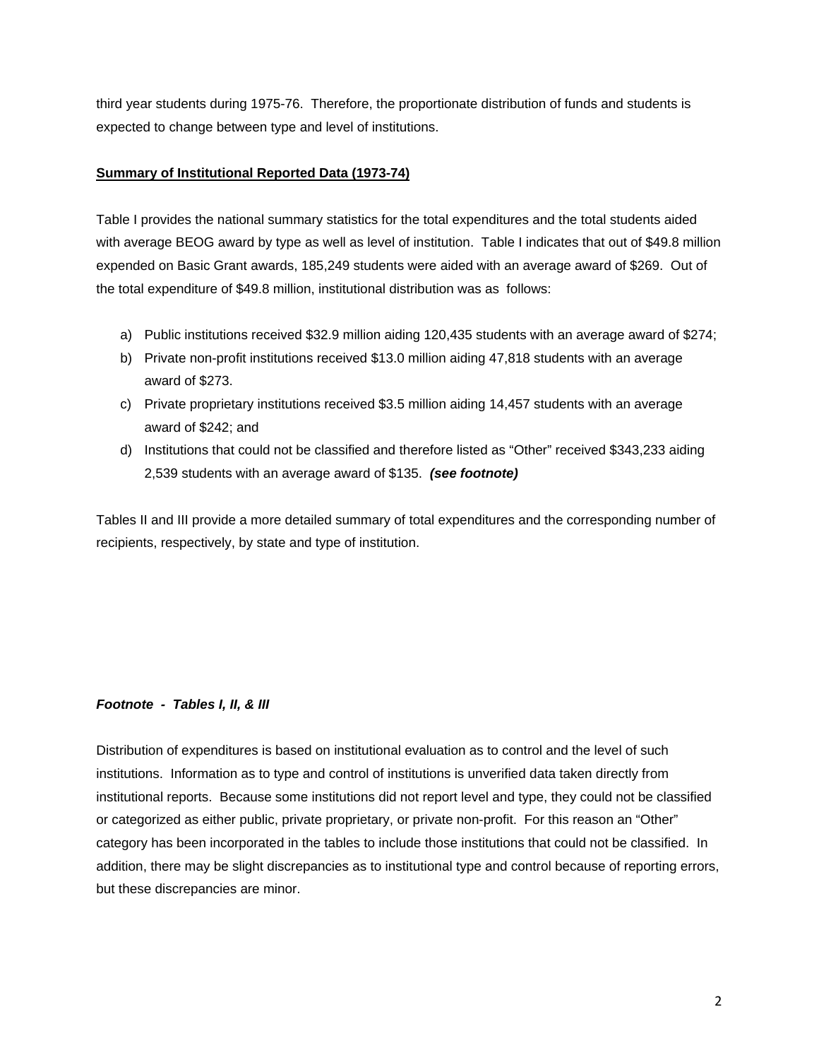third year students during 1975-76. Therefore, the proportionate distribution of funds and students is expected to change between type and level of institutions.

## Summary of Institutional Reported Data (1973-74)

Table I provides the national summary statistics for the total expenditures and the total students aided with average BEOG award by type as well as level of institution. Table I indicates that out of $49.8 million expended on Basic Grant awards, 185,249 students were aided with an average award of $269. Out of the total expenditure of $49.8 million, institutional distribution was as follows:

a) Public institutions received $32.9 million aiding 120,435 students with an average award of $274;
b) Private non-profit institutions received $13.0 million aiding 47,818 students with an average award of $273.
c) Private proprietary institutions received $3.5 million aiding 14,457 students with an average award of $242; and
d) Institutions that could not be classified and therefore listed as "Other" received $343,233 aiding 2,539 students with an average award of $135. ***(see footnote)***

Tables II and III provide a more detailed summary of total expenditures and the corresponding number of recipients, respectively, by state and type of institution.

***Footnote - Tables I, II, & III***

Distribution of expenditures is based on institutional evaluation as to control and the level of such institutions. Information as to type and control of institutions is unverified data taken directly from institutional reports. Because some institutions did not report level and type, they could not be classified or categorized as either public, private proprietary, or private non-profit. For this reason an "Other" category has been incorporated in the tables to include those institutions that could not be classified. In addition, there may be slight discrepancies as to institutional type and control because of reporting errors, but these discrepancies are minor.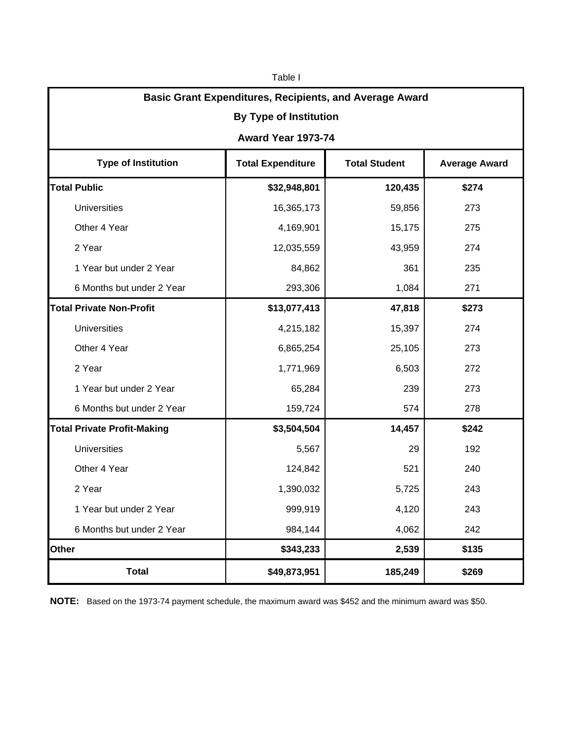Table I

**Basic Grant Expenditures, Recipients, and Average Award**

**By Type of Institution**

**Award Year 1973-74**

| Type of Institution | Total Expenditure | Total Student | Average Award |
|---|---|---|---|
| **Total Public** | **$32,948,801** | **120,435** | **$274** |
| Universities | 16,365,173 | 59,856 | 273 |
| Other 4 Year | 4,169,901 | 15,175 | 275 |
| 2 Year | 12,035,559 | 43,959 | 274 |
| 1 Year but under 2 Year | 84,862 | 361 | 235 |
| 6 Months but under 2 Year | 293,306 | 1,084 | 271 |
| **Total Private Non-Profit** | **$13,077,413** | **47,818** | **$273** |
| Universities | 4,215,182 | 15,397 | 274 |
| Other 4 Year | 6,865,254 | 25,105 | 273 |
| 2 Year | 1,771,969 | 6,503 | 272 |
| 1 Year but under 2 Year | 65,284 | 239 | 273 |
| 6 Months but under 2 Year | 159,724 | 574 | 278 |
| **Total Private Profit-Making** | **$3,504,504** | **14,457** | **$242** |
| Universities | 5,567 | 29 | 192 |
| Other 4 Year | 124,842 | 521 | 240 |
| 2 Year | 1,390,032 | 5,725 | 243 |
| 1 Year but under 2 Year | 999,919 | 4,120 | 243 |
| 6 Months but under 2 Year | 984,144 | 4,062 | 242 |
| **Other** | **$343,233** | **2,539** | **$135** |
| **Total** | **$49,873,951** | **185,249** | **$269** |

**NOTE:** Based on the 1973-74 payment schedule, the maximum award was $452 and the minimum award was $50.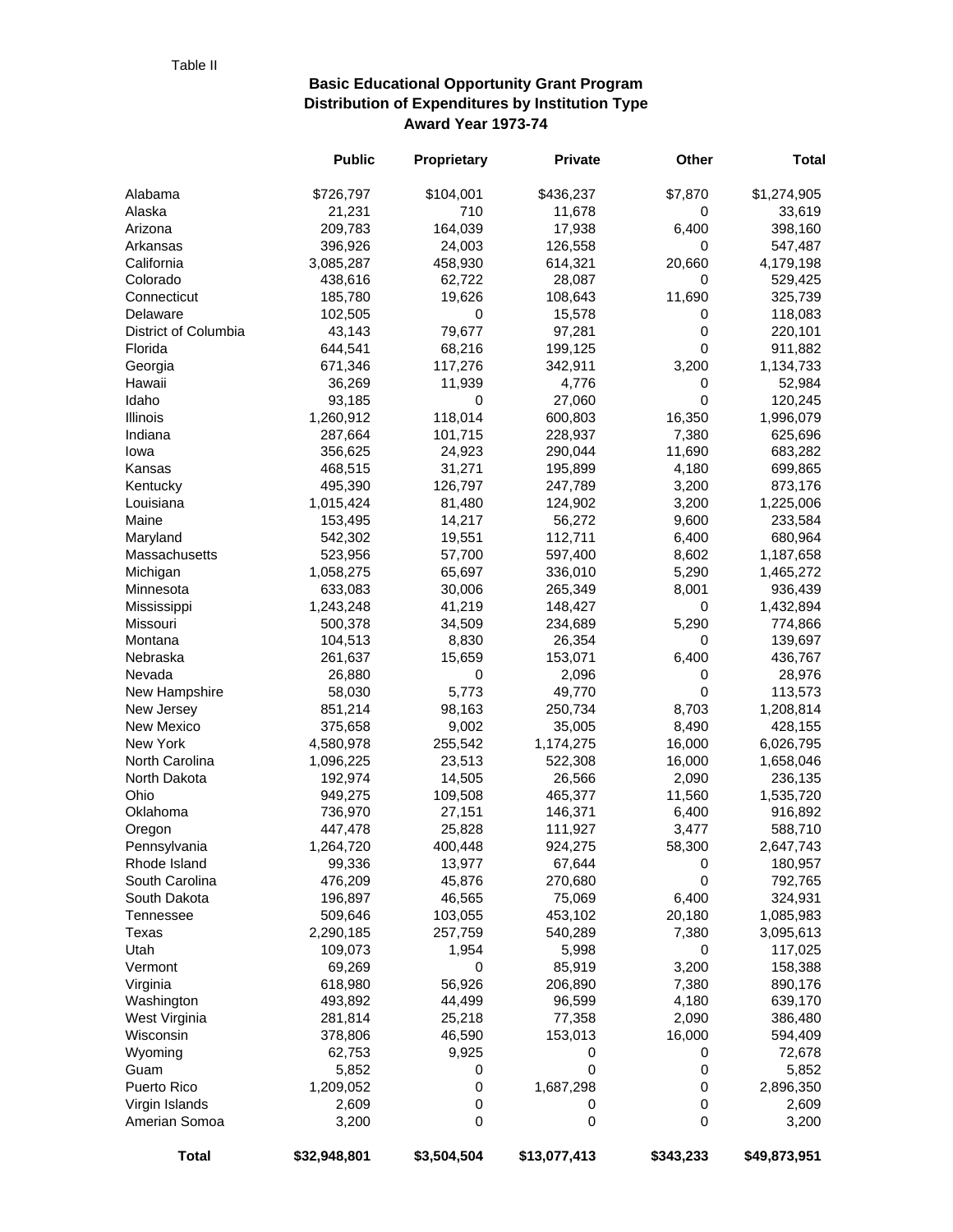Table II

## Basic Educational Opportunity Grant Program
## Distribution of Expenditures by Institution Type
## Award Year 1973-74

| | Public | Proprietary | Private | Other | Total |
|---|---|---|---|---|---|
| Alabama | $726,797 | $104,001 | $436,237 | $7,870 | $1,274,905 |
| Alaska | 21,231 | 710 | 11,678 | 0 | 33,619 |
| Arizona | 209,783 | 164,039 | 17,938 | 6,400 | 398,160 |
| Arkansas | 396,926 | 24,003 | 126,558 | 0 | 547,487 |
| California | 3,085,287 | 458,930 | 614,321 | 20,660 | 4,179,198 |
| Colorado | 438,616 | 62,722 | 28,087 | 0 | 529,425 |
| Connecticut | 185,780 | 19,626 | 108,643 | 11,690 | 325,739 |
| Delaware | 102,505 | 0 | 15,578 | 0 | 118,083 |
| District of Columbia | 43,143 | 79,677 | 97,281 | 0 | 220,101 |
| Florida | 644,541 | 68,216 | 199,125 | 0 | 911,882 |
| Georgia | 671,346 | 117,276 | 342,911 | 3,200 | 1,134,733 |
| Hawaii | 36,269 | 11,939 | 4,776 | 0 | 52,984 |
| Idaho | 93,185 | 0 | 27,060 | 0 | 120,245 |
| Illinois | 1,260,912 | 118,014 | 600,803 | 16,350 | 1,996,079 |
| Indiana | 287,664 | 101,715 | 228,937 | 7,380 | 625,696 |
| Iowa | 356,625 | 24,923 | 290,044 | 11,690 | 683,282 |
| Kansas | 468,515 | 31,271 | 195,899 | 4,180 | 699,865 |
| Kentucky | 495,390 | 126,797 | 247,789 | 3,200 | 873,176 |
| Louisiana | 1,015,424 | 81,480 | 124,902 | 3,200 | 1,225,006 |
| Maine | 153,495 | 14,217 | 56,272 | 9,600 | 233,584 |
| Maryland | 542,302 | 19,551 | 112,711 | 6,400 | 680,964 |
| Massachusetts | 523,956 | 57,700 | 597,400 | 8,602 | 1,187,658 |
| Michigan | 1,058,275 | 65,697 | 336,010 | 5,290 | 1,465,272 |
| Minnesota | 633,083 | 30,006 | 265,349 | 8,001 | 936,439 |
| Mississippi | 1,243,248 | 41,219 | 148,427 | 0 | 1,432,894 |
| Missouri | 500,378 | 34,509 | 234,689 | 5,290 | 774,866 |
| Montana | 104,513 | 8,830 | 26,354 | 0 | 139,697 |
| Nebraska | 261,637 | 15,659 | 153,071 | 6,400 | 436,767 |
| Nevada | 26,880 | 0 | 2,096 | 0 | 28,976 |
| New Hampshire | 58,030 | 5,773 | 49,770 | 0 | 113,573 |
| New Jersey | 851,214 | 98,163 | 250,734 | 8,703 | 1,208,814 |
| New Mexico | 375,658 | 9,002 | 35,005 | 8,490 | 428,155 |
| New York | 4,580,978 | 255,542 | 1,174,275 | 16,000 | 6,026,795 |
| North Carolina | 1,096,225 | 23,513 | 522,308 | 16,000 | 1,658,046 |
| North Dakota | 192,974 | 14,505 | 26,566 | 2,090 | 236,135 |
| Ohio | 949,275 | 109,508 | 465,377 | 11,560 | 1,535,720 |
| Oklahoma | 736,970 | 27,151 | 146,371 | 6,400 | 916,892 |
| Oregon | 447,478 | 25,828 | 111,927 | 3,477 | 588,710 |
| Pennsylvania | 1,264,720 | 400,448 | 924,275 | 58,300 | 2,647,743 |
| Rhode Island | 99,336 | 13,977 | 67,644 | 0 | 180,957 |
| South Carolina | 476,209 | 45,876 | 270,680 | 0 | 792,765 |
| South Dakota | 196,897 | 46,565 | 75,069 | 6,400 | 324,931 |
| Tennessee | 509,646 | 103,055 | 453,102 | 20,180 | 1,085,983 |
| Texas | 2,290,185 | 257,759 | 540,289 | 7,380 | 3,095,613 |
| Utah | 109,073 | 1,954 | 5,998 | 0 | 117,025 |
| Vermont | 69,269 | 0 | 85,919 | 3,200 | 158,388 |
| Virginia | 618,980 | 56,926 | 206,890 | 7,380 | 890,176 |
| Washington | 493,892 | 44,499 | 96,599 | 4,180 | 639,170 |
| West Virginia | 281,814 | 25,218 | 77,358 | 2,090 | 386,480 |
| Wisconsin | 378,806 | 46,590 | 153,013 | 16,000 | 594,409 |
| Wyoming | 62,753 | 9,925 | 0 | 0 | 72,678 |
| Guam | 5,852 | 0 | 0 | 0 | 5,852 |
| Puerto Rico | 1,209,052 | 0 | 1,687,298 | 0 | 2,896,350 |
| Virgin Islands | 2,609 | 0 | 0 | 0 | 2,609 |
| Amerian Somoa | 3,200 | 0 | 0 | 0 | 3,200 |
| **Total** | **$32,948,801** | **$3,504,504** | **$13,077,413** | **$343,233** | **$49,873,951** |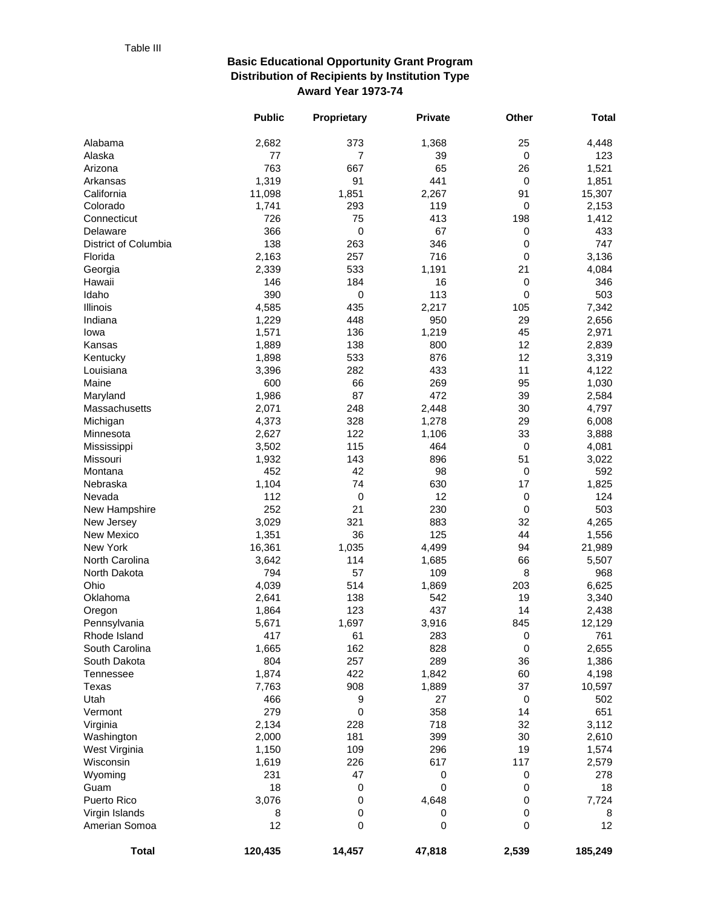Table III

**Basic Educational Opportunity Grant Program**
**Distribution of Recipients by Institution Type**
**Award Year 1973-74**

| | Public | Proprietary | Private | Other | Total |
|---|---|---|---|---|---|
| Alabama | 2,682 | 373 | 1,368 | 25 | 4,448 |
| Alaska | 77 | 7 | 39 | 0 | 123 |
| Arizona | 763 | 667 | 65 | 26 | 1,521 |
| Arkansas | 1,319 | 91 | 441 | 0 | 1,851 |
| California | 11,098 | 1,851 | 2,267 | 91 | 15,307 |
| Colorado | 1,741 | 293 | 119 | 0 | 2,153 |
| Connecticut | 726 | 75 | 413 | 198 | 1,412 |
| Delaware | 366 | 0 | 67 | 0 | 433 |
| District of Columbia | 138 | 263 | 346 | 0 | 747 |
| Florida | 2,163 | 257 | 716 | 0 | 3,136 |
| Georgia | 2,339 | 533 | 1,191 | 21 | 4,084 |
| Hawaii | 146 | 184 | 16 | 0 | 346 |
| Idaho | 390 | 0 | 113 | 0 | 503 |
| Illinois | 4,585 | 435 | 2,217 | 105 | 7,342 |
| Indiana | 1,229 | 448 | 950 | 29 | 2,656 |
| Iowa | 1,571 | 136 | 1,219 | 45 | 2,971 |
| Kansas | 1,889 | 138 | 800 | 12 | 2,839 |
| Kentucky | 1,898 | 533 | 876 | 12 | 3,319 |
| Louisiana | 3,396 | 282 | 433 | 11 | 4,122 |
| Maine | 600 | 66 | 269 | 95 | 1,030 |
| Maryland | 1,986 | 87 | 472 | 39 | 2,584 |
| Massachusetts | 2,071 | 248 | 2,448 | 30 | 4,797 |
| Michigan | 4,373 | 328 | 1,278 | 29 | 6,008 |
| Minnesota | 2,627 | 122 | 1,106 | 33 | 3,888 |
| Mississippi | 3,502 | 115 | 464 | 0 | 4,081 |
| Missouri | 1,932 | 143 | 896 | 51 | 3,022 |
| Montana | 452 | 42 | 98 | 0 | 592 |
| Nebraska | 1,104 | 74 | 630 | 17 | 1,825 |
| Nevada | 112 | 0 | 12 | 0 | 124 |
| New Hampshire | 252 | 21 | 230 | 0 | 503 |
| New Jersey | 3,029 | 321 | 883 | 32 | 4,265 |
| New Mexico | 1,351 | 36 | 125 | 44 | 1,556 |
| New York | 16,361 | 1,035 | 4,499 | 94 | 21,989 |
| North Carolina | 3,642 | 114 | 1,685 | 66 | 5,507 |
| North Dakota | 794 | 57 | 109 | 8 | 968 |
| Ohio | 4,039 | 514 | 1,869 | 203 | 6,625 |
| Oklahoma | 2,641 | 138 | 542 | 19 | 3,340 |
| Oregon | 1,864 | 123 | 437 | 14 | 2,438 |
| Pennsylvania | 5,671 | 1,697 | 3,916 | 845 | 12,129 |
| Rhode Island | 417 | 61 | 283 | 0 | 761 |
| South Carolina | 1,665 | 162 | 828 | 0 | 2,655 |
| South Dakota | 804 | 257 | 289 | 36 | 1,386 |
| Tennessee | 1,874 | 422 | 1,842 | 60 | 4,198 |
| Texas | 7,763 | 908 | 1,889 | 37 | 10,597 |
| Utah | 466 | 9 | 27 | 0 | 502 |
| Vermont | 279 | 0 | 358 | 14 | 651 |
| Virginia | 2,134 | 228 | 718 | 32 | 3,112 |
| Washington | 2,000 | 181 | 399 | 30 | 2,610 |
| West Virginia | 1,150 | 109 | 296 | 19 | 1,574 |
| Wisconsin | 1,619 | 226 | 617 | 117 | 2,579 |
| Wyoming | 231 | 47 | 0 | 0 | 278 |
| Guam | 18 | 0 | 0 | 0 | 18 |
| Puerto Rico | 3,076 | 0 | 4,648 | 0 | 7,724 |
| Virgin Islands | 8 | 0 | 0 | 0 | 8 |
| Amerian Somoa | 12 | 0 | 0 | 0 | 12 |
| **Total** | **120,435** | **14,457** | **47,818** | **2,539** | **185,249** |